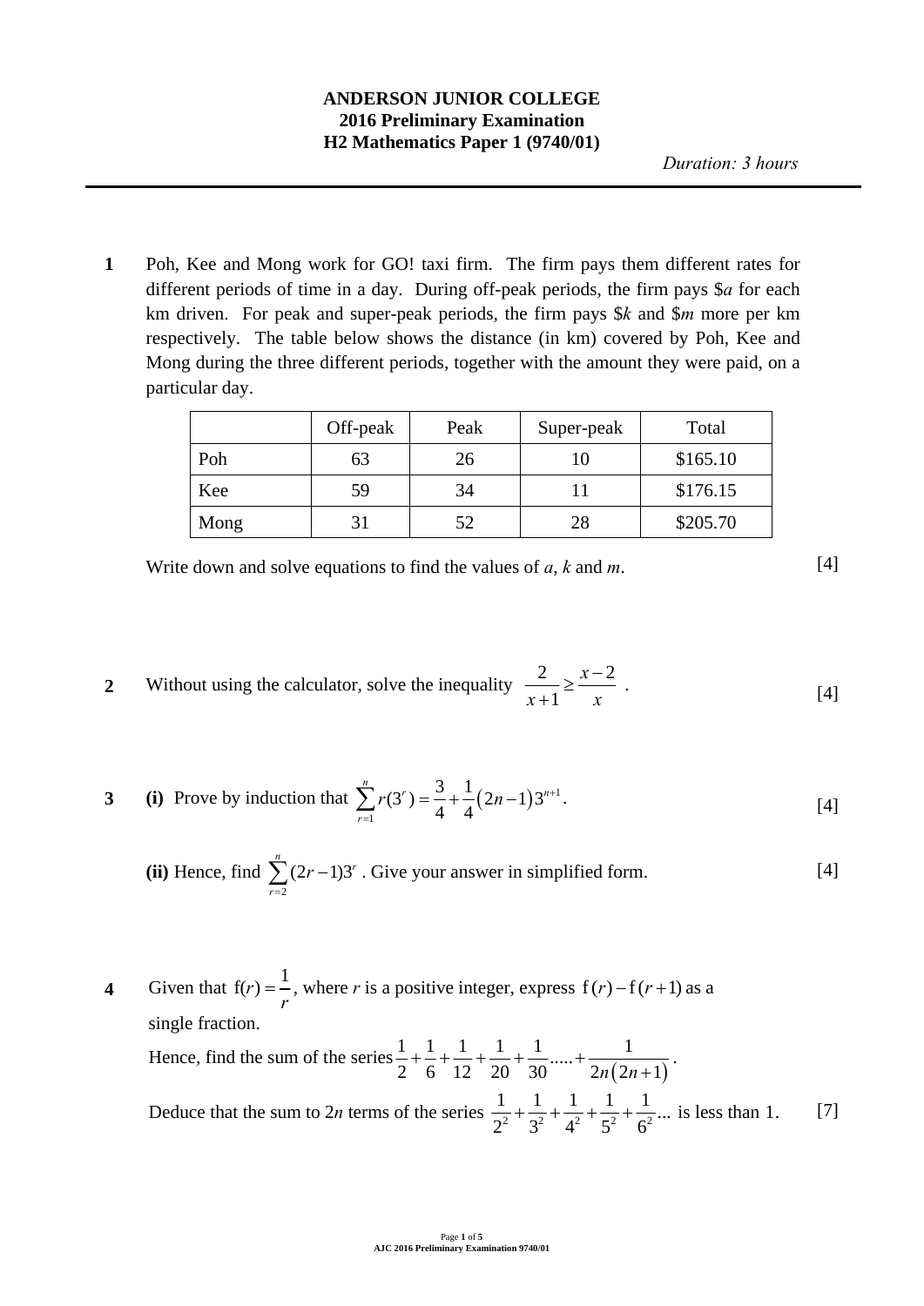**ANDERSON JUNIOR COLLEGE**
**2016 Preliminary Examination**
**H2 Mathematics Paper 1 (9740/01)**

*Duration: 3 hours*

---

**1** Poh, Kee and Mong work for GO! taxi firm. The firm pays them different rates for different periods of time in a day. During off-peak periods, the firm pays $\$a$ for each km driven. For peak and super-peak periods, the firm pays $\$k$ and $\$m$ more per km respectively. The table below shows the distance (in km) covered by Poh, Kee and Mong during the three different periods, together with the amount they were paid, on a particular day.

| | Off-peak | Peak | Super-peak | Total |
|---|---|---|---|---|
| Poh | 63 | 26 | 10 | \$165.10 |
| Kee | 59 | 34 | 11 | \$176.15 |
| Mong | 31 | 52 | 28 | \$205.70 |

Write down and solve equations to find the values of $a$, $k$ and $m$. [4]

**2** Without using the calculator, solve the inequality $\dfrac{2}{x+1} \geq \dfrac{x-2}{x}$ . [4]

**3** **(i)** Prove by induction that $\displaystyle\sum_{r=1}^{n} r(3^r) = \frac{3}{4} + \frac{1}{4}(2n-1)3^{n+1}$. [4]

**(ii)** Hence, find $\displaystyle\sum_{r=2}^{n} (2r-1)3^r$ . Give your answer in simplified form. [4]

**4** Given that $f(r) = \dfrac{1}{r}$, where $r$ is a positive integer, express $f(r) - f(r+1)$ as a single fraction.

Hence, find the sum of the series $\dfrac{1}{2} + \dfrac{1}{6} + \dfrac{1}{12} + \dfrac{1}{20} + \dfrac{1}{30} ..... + \dfrac{1}{2n(2n+1)}$ .

Deduce that the sum to $2n$ terms of the series $\dfrac{1}{2^2} + \dfrac{1}{3^2} + \dfrac{1}{4^2} + \dfrac{1}{5^2} + \dfrac{1}{6^2} ...$ is less than 1. [7]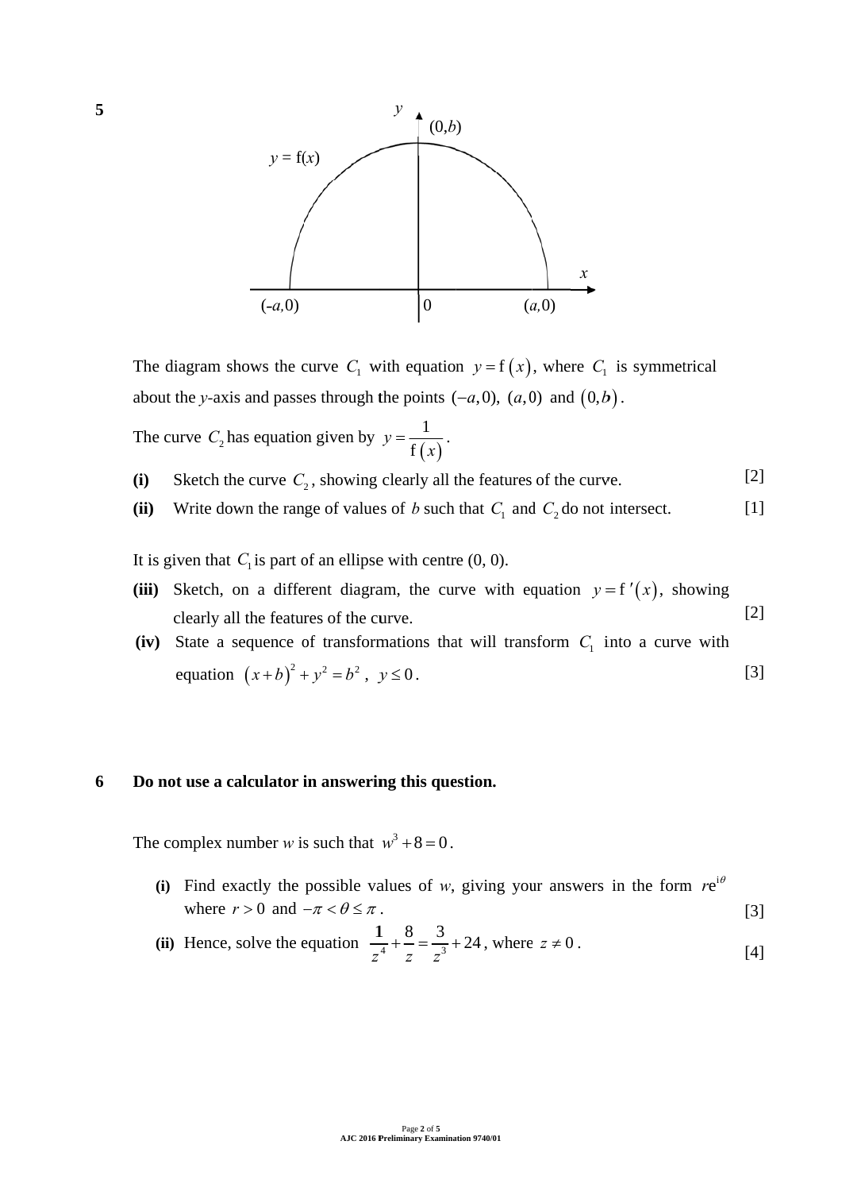**5**

The diagram shows the curve $C_1$ with equation $y = \mathrm{f}(x)$, where $C_1$ is symmetrical about the $y$-axis and passes through the points $(-a, 0)$, $(a, 0)$ and $(0, b)$.

The curve $C_2$ has equation given by $y = \dfrac{1}{\mathrm{f}(x)}$.

**(i)** Sketch the curve $C_2$, showing clearly all the features of the curve. [2]

**(ii)** Write down the range of values of $b$ such that $C_1$ and $C_2$ do not intersect. [1]

It is given that $C_1$ is part of an ellipse with centre (0, 0).

**(iii)** Sketch, on a different diagram, the curve with equation $y = \mathrm{f}'(x)$, showing clearly all the features of the curve. [2]

**(iv)** State a sequence of transformations that will transform $C_1$ into a curve with equation $(x+b)^2 + y^2 = b^2$, $y \le 0$. [3]

**6** **Do not use a calculator in answering this question.**

The complex number $w$ is such that $w^3 + 8 = 0$.

**(i)** Find exactly the possible values of $w$, giving your answers in the form $r\mathrm{e}^{\mathrm{i}\theta}$ where $r > 0$ and $-\pi < \theta \le \pi$. [3]

**(ii)** Hence, solve the equation $\dfrac{1}{z^4} + \dfrac{8}{z} = \dfrac{3}{z^3} + 24$, where $z \ne 0$. [4]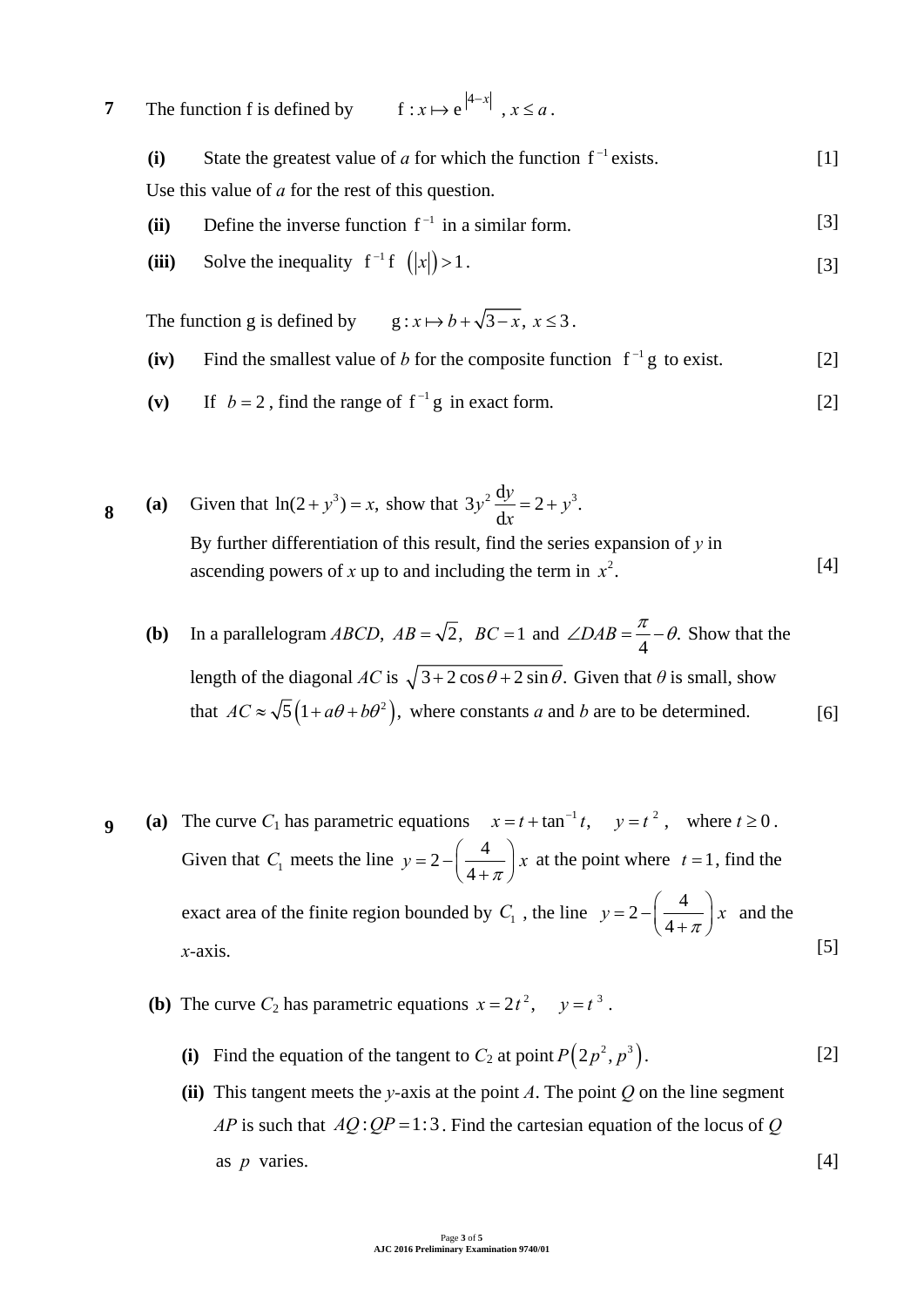**7** The function f is defined by $\quad \mathrm{f} : x \mapsto \mathrm{e}^{|4-x|}$ , $x \le a$ .

**(i)** State the greatest value of $a$ for which the function $\mathrm{f}^{-1}$ exists. [1]

Use this value of $a$ for the rest of this question.

**(ii)** Define the inverse function $\mathrm{f}^{-1}$ in a similar form. [3]

**(iii)** Solve the inequality $\mathrm{f}^{-1}\mathrm{f}\left(|x|\right) > 1$. [3]

The function g is defined by $\quad \mathrm{g} : x \mapsto b + \sqrt{3-x},\ x \le 3$.

**(iv)** Find the smallest value of $b$ for the composite function $\mathrm{f}^{-1}\mathrm{g}$ to exist. [2]

**(v)** If $b = 2$, find the range of $\mathrm{f}^{-1}\mathrm{g}$ in exact form. [2]

**8** **(a)** Given that $\ln(2 + y^3) = x$, show that $3y^2 \dfrac{\mathrm{d}y}{\mathrm{d}x} = 2 + y^3$.

By further differentiation of this result, find the series expansion of $y$ in ascending powers of $x$ up to and including the term in $x^2$. [4]

**(b)** In a parallelogram $ABCD$, $AB = \sqrt{2}$, $BC = 1$ and $\angle DAB = \dfrac{\pi}{4} - \theta$. Show that the length of the diagonal $AC$ is $\sqrt{3 + 2\cos\theta + 2\sin\theta}$. Given that $\theta$ is small, show that $AC \approx \sqrt{5}\left(1 + a\theta + b\theta^2\right)$, where constants $a$ and $b$ are to be determined. [6]

**9** **(a)** The curve $C_1$ has parametric equations $\quad x = t + \tan^{-1} t, \quad y = t^2$, $\quad$ where $t \ge 0$. Given that $C_1$ meets the line $y = 2 - \left(\dfrac{4}{4+\pi}\right)x$ at the point where $t = 1$, find the exact area of the finite region bounded by $C_1$, the line $y = 2 - \left(\dfrac{4}{4+\pi}\right)x$ and the $x$-axis. [5]

**(b)** The curve $C_2$ has parametric equations $x = 2t^2, \quad y = t^3$.

**(i)** Find the equation of the tangent to $C_2$ at point $P\left(2p^2, p^3\right)$. [2]

**(ii)** This tangent meets the $y$-axis at the point $A$. The point $Q$ on the line segment $AP$ is such that $AQ : QP = 1 : 3$. Find the cartesian equation of the locus of $Q$ as $p$ varies. [4]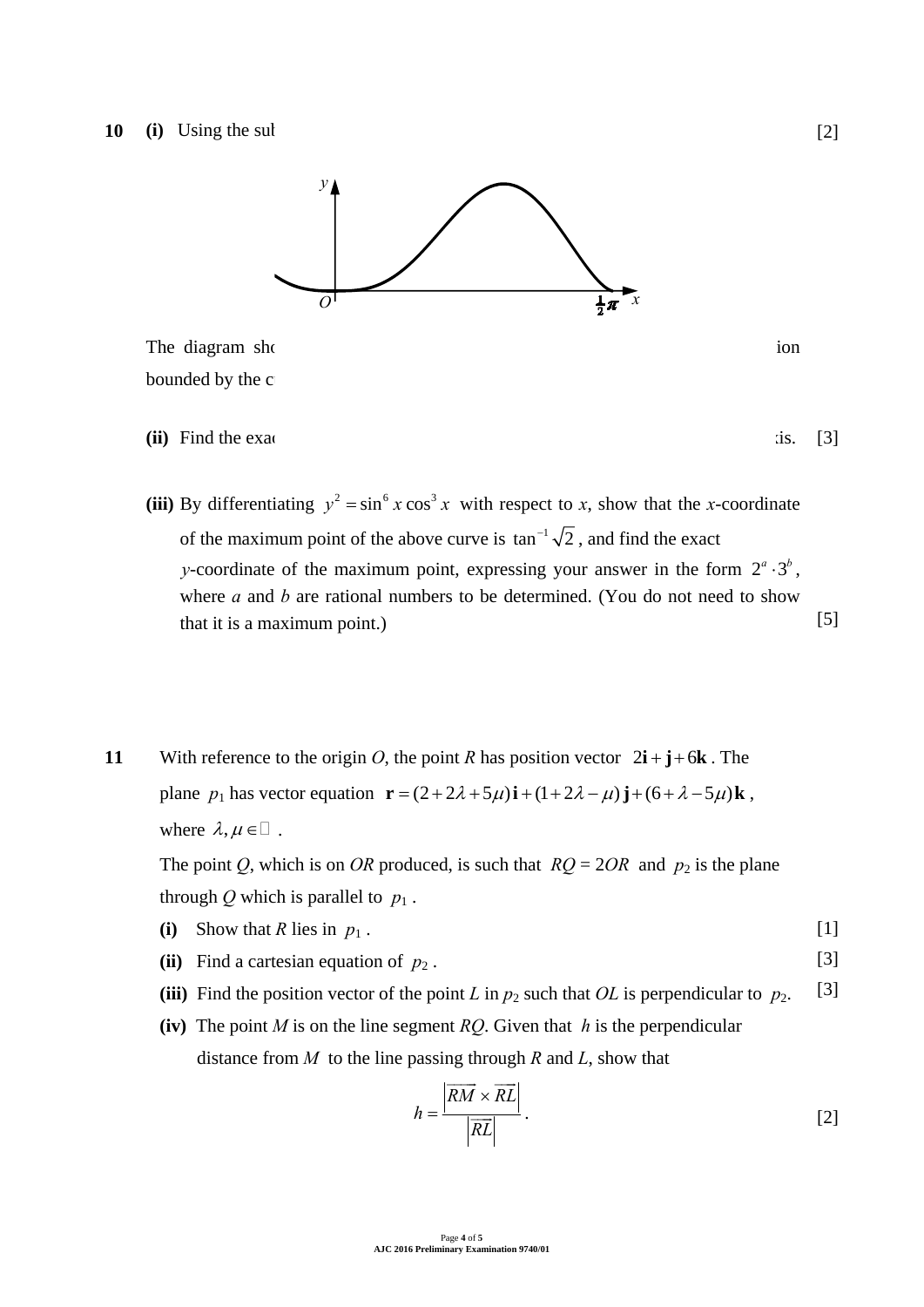**10** **(i)** Using the sul [2]

The diagram sho ion bounded by the c

**(ii)** Find the exac is. [3]

**(iii)** By differentiating $y^2 = \sin^6 x \cos^3 x$ with respect to $x$, show that the $x$-coordinate of the maximum point of the above curve is $\tan^{-1}\sqrt{2}$, and find the exact $y$-coordinate of the maximum point, expressing your answer in the form $2^a \cdot 3^b$, where $a$ and $b$ are rational numbers to be determined. (You do not need to show that it is a maximum point.) [5]

**11** With reference to the origin $O$, the point $R$ has position vector $2\mathbf{i}+\mathbf{j}+6\mathbf{k}$. The plane $p_1$ has vector equation $\mathbf{r}=(2+2\lambda+5\mu)\mathbf{i}+(1+2\lambda-\mu)\mathbf{j}+(6+\lambda-5\mu)\mathbf{k}$, where $\lambda,\mu \in \mathbb{R}$.

The point $Q$, which is on $OR$ produced, is such that $RQ = 2OR$ and $p_2$ is the plane through $Q$ which is parallel to $p_1$.

**(i)** Show that $R$ lies in $p_1$. [1]

**(ii)** Find a cartesian equation of $p_2$. [3]

**(iii)** Find the position vector of the point $L$ in $p_2$ such that $OL$ is perpendicular to $p_2$. [3]

**(iv)** The point $M$ is on the line segment $RQ$. Given that $h$ is the perpendicular distance from $M$ to the line passing through $R$ and $L$, show that

$$h=\frac{\left|\overrightarrow{RM}\times\overrightarrow{RL}\right|}{\left|\overrightarrow{RL}\right|}.$$

[2]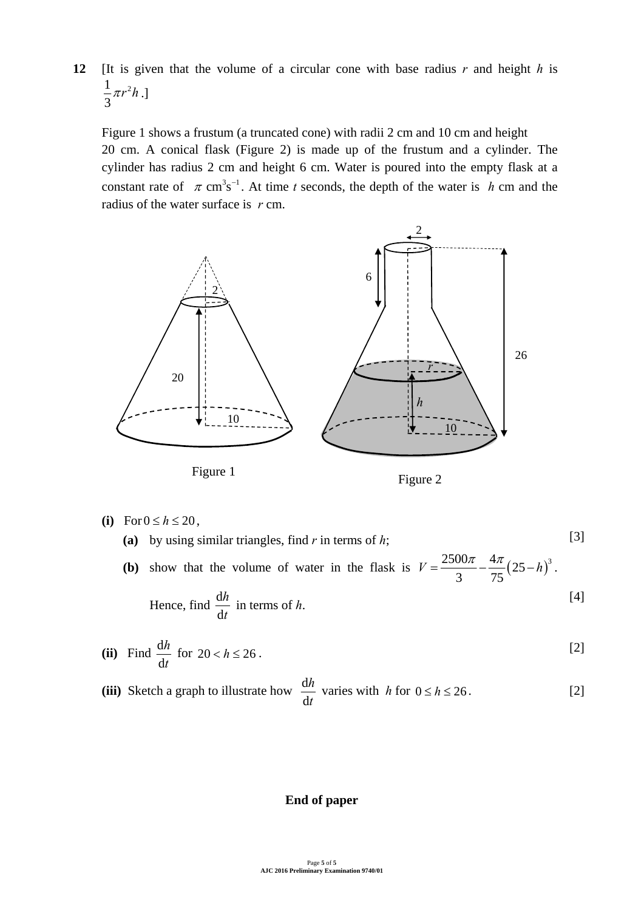**12** [It is given that the volume of a circular cone with base radius $r$ and height $h$ is $\frac{1}{3}\pi r^2 h$.]

Figure 1 shows a frustum (a truncated cone) with radii 2 cm and 10 cm and height 20 cm. A conical flask (Figure 2) is made up of the frustum and a cylinder. The cylinder has radius 2 cm and height 6 cm. Water is poured into the empty flask at a constant rate of $\pi$ cm$^3$s$^{-1}$. At time $t$ seconds, the depth of the water is $h$ cm and the radius of the water surface is $r$ cm.

Figure 1

Figure 2

**(i)** For $0 \le h \le 20$,

**(a)** by using similar triangles, find $r$ in terms of $h$; [3]

**(b)** show that the volume of water in the flask is $V = \frac{2500\pi}{3} - \frac{4\pi}{75}(25-h)^3$.

Hence, find $\frac{\mathrm{d}h}{\mathrm{d}t}$ in terms of $h$. [4]

**(ii)** Find $\frac{\mathrm{d}h}{\mathrm{d}t}$ for $20 < h \le 26$. [2]

**(iii)** Sketch a graph to illustrate how $\frac{\mathrm{d}h}{\mathrm{d}t}$ varies with $h$ for $0 \le h \le 26$. [2]

**End of paper**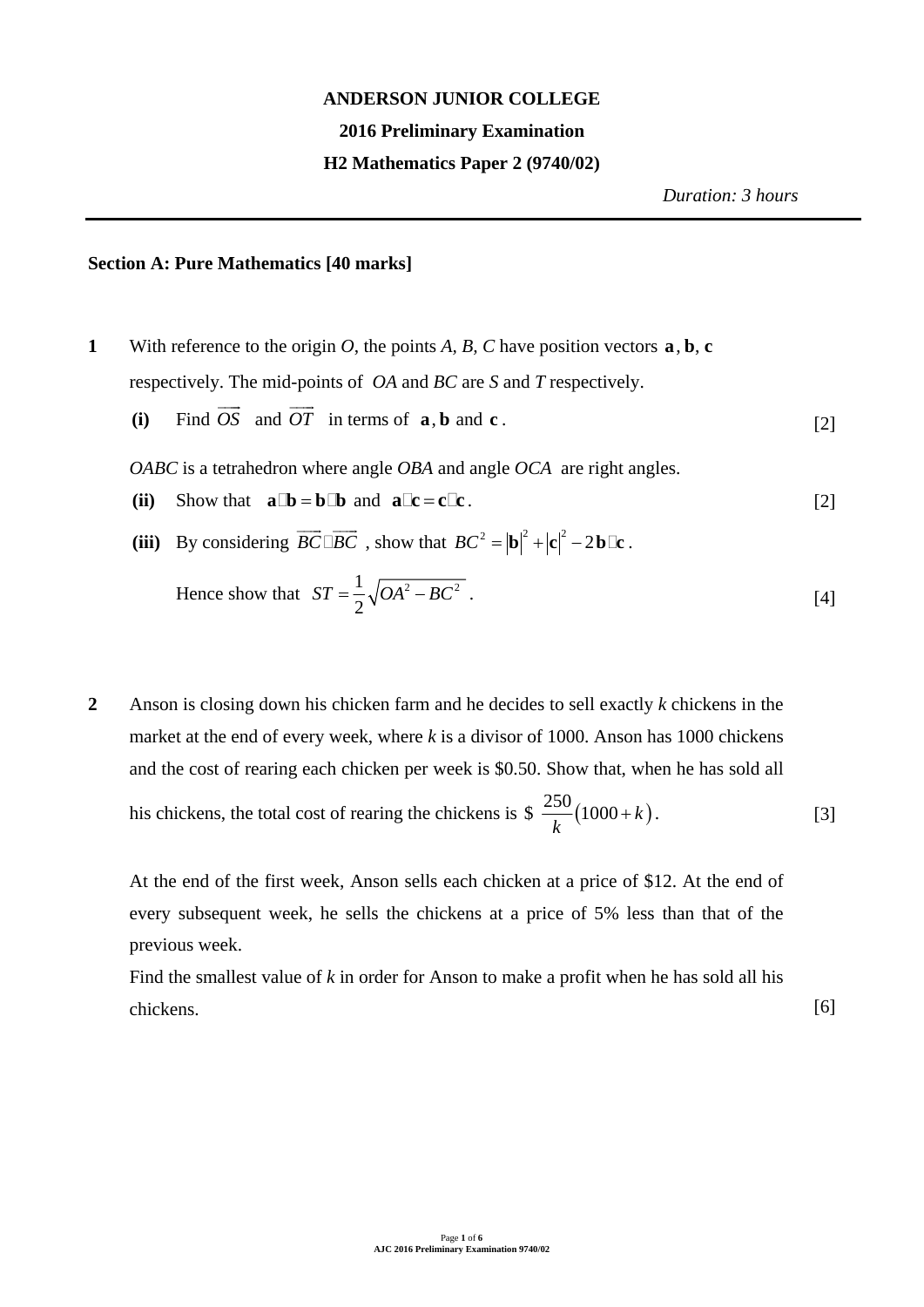**ANDERSON JUNIOR COLLEGE**

**2016 Preliminary Examination**

**H2 Mathematics Paper 2 (9740/02)**

*Duration: 3 hours*

---

**Section A: Pure Mathematics [40 marks]**

**1** With reference to the origin $O$, the points $A$, $B$, $C$ have position vectors $\mathbf{a}$, $\mathbf{b}$, $\mathbf{c}$ respectively. The mid-points of $OA$ and $BC$ are $S$ and $T$ respectively.

**(i)** Find $\overrightarrow{OS}$ and $\overrightarrow{OT}$ in terms of $\mathbf{a}$, $\mathbf{b}$ and $\mathbf{c}$. [2]

$OABC$ is a tetrahedron where angle $OBA$ and angle $OCA$ are right angles.

**(ii)** Show that $\mathbf{a}\cdot\mathbf{b} = \mathbf{b}\cdot\mathbf{b}$ and $\mathbf{a}\cdot\mathbf{c} = \mathbf{c}\cdot\mathbf{c}$. [2]

**(iii)** By considering $\overrightarrow{BC}\cdot\overrightarrow{BC}$, show that $BC^2 = |\mathbf{b}|^2 + |\mathbf{c}|^2 - 2\mathbf{b}\cdot\mathbf{c}$.

Hence show that $ST = \dfrac{1}{2}\sqrt{OA^2 - BC^2}$. [4]

**2** Anson is closing down his chicken farm and he decides to sell exactly $k$ chickens in the market at the end of every week, where $k$ is a divisor of 1000. Anson has 1000 chickens and the cost of rearing each chicken per week is \$0.50. Show that, when he has sold all his chickens, the total cost of rearing the chickens is \$ $\dfrac{250}{k}(1000+k)$. [3]

At the end of the first week, Anson sells each chicken at a price of \$12. At the end of every subsequent week, he sells the chickens at a price of 5% less than that of the previous week.

Find the smallest value of $k$ in order for Anson to make a profit when he has sold all his chickens. [6]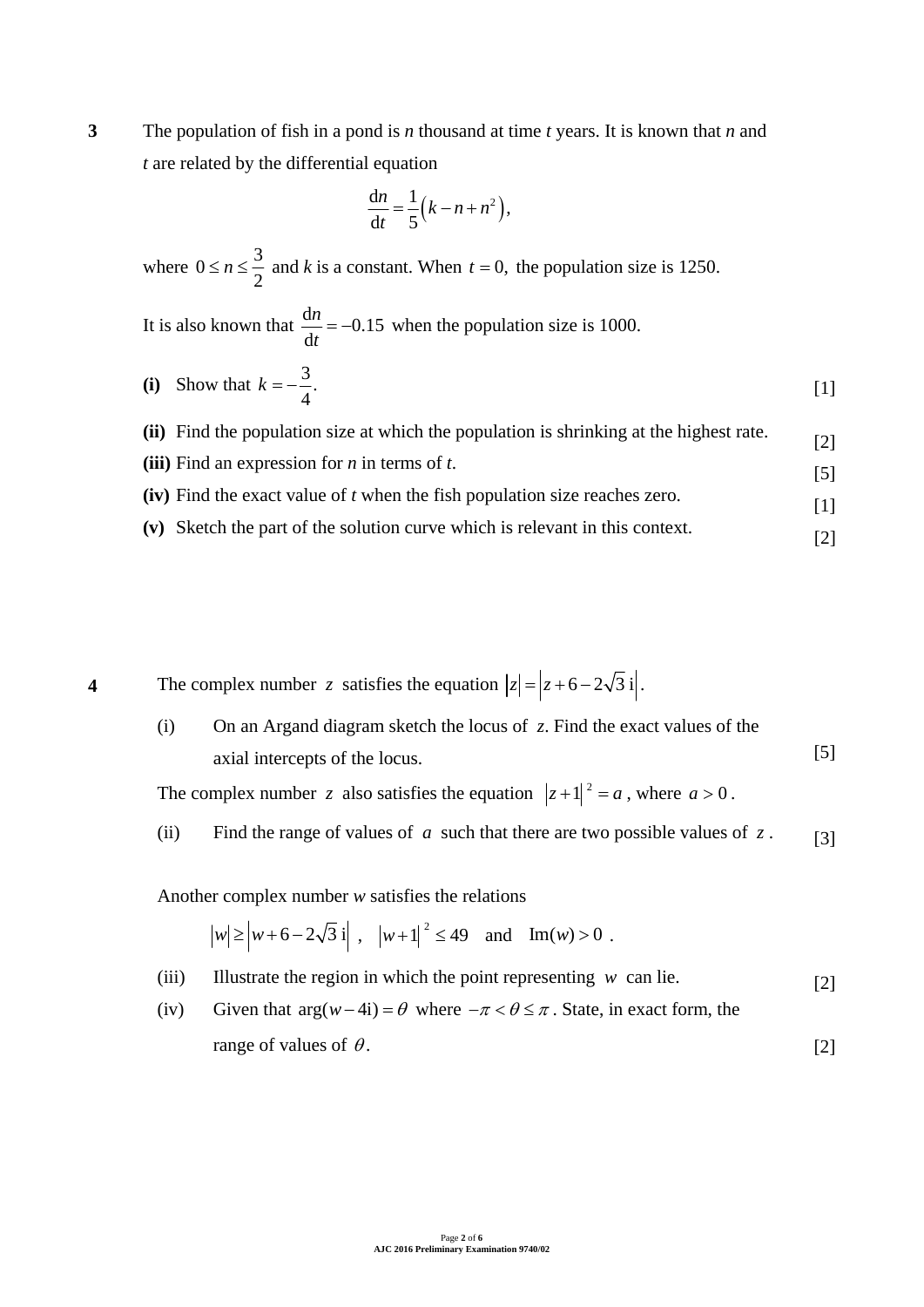**3** The population of fish in a pond is $n$ thousand at time $t$ years. It is known that $n$ and $t$ are related by the differential equation

$$\frac{\mathrm{d}n}{\mathrm{d}t} = \frac{1}{5}\left(k - n + n^2\right),$$

where $0 \le n \le \frac{3}{2}$ and $k$ is a constant. When $t = 0,$ the population size is 1250.

It is also known that $\frac{\mathrm{d}n}{\mathrm{d}t} = -0.15$ when the population size is 1000.

**(i)** Show that $k = -\frac{3}{4}.$ [1]

**(ii)** Find the population size at which the population is shrinking at the highest rate. [2]

**(iii)** Find an expression for $n$ in terms of $t$. [5]

**(iv)** Find the exact value of $t$ when the fish population size reaches zero. [1]

**(v)** Sketch the part of the solution curve which is relevant in this context. [2]

**4** The complex number $z$ satisfies the equation $|z| = \left|z + 6 - 2\sqrt{3}\,\mathrm{i}\right|$.

(i) On an Argand diagram sketch the locus of $z$. Find the exact values of the axial intercepts of the locus. [5]

The complex number $z$ also satisfies the equation $|z+1|^2 = a$, where $a > 0$.

(ii) Find the range of values of $a$ such that there are two possible values of $z$. [3]

Another complex number $w$ satisfies the relations

$$|w| \ge \left|w + 6 - 2\sqrt{3}\,\mathrm{i}\right| \;, \quad |w+1|^2 \le 49 \quad \text{and} \quad \mathrm{Im}(w) > 0\;.$$

(iii) Illustrate the region in which the point representing $w$ can lie. [2]

(iv) Given that $\arg(w - 4\mathrm{i}) = \theta$ where $-\pi < \theta \le \pi$. State, in exact form, the range of values of $\theta$. [2]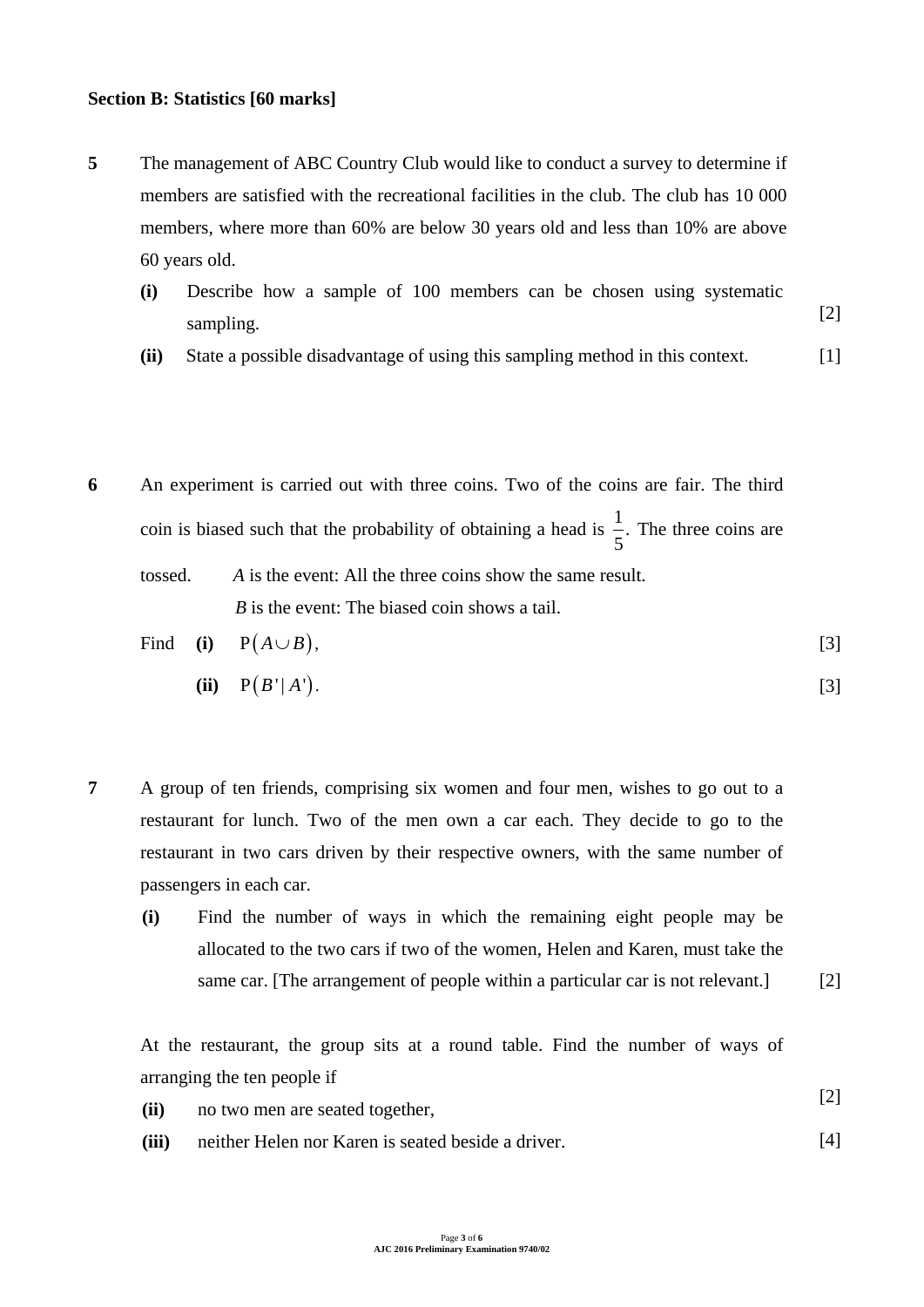**Section B: Statistics [60 marks]**

**5** The management of ABC Country Club would like to conduct a survey to determine if members are satisfied with the recreational facilities in the club. The club has 10 000 members, where more than 60% are below 30 years old and less than 10% are above 60 years old.

**(i)** Describe how a sample of 100 members can be chosen using systematic sampling. [2]

**(ii)** State a possible disadvantage of using this sampling method in this context. [1]

**6** An experiment is carried out with three coins. Two of the coins are fair. The third coin is biased such that the probability of obtaining a head is $\frac{1}{5}$. The three coins are tossed. $A$ is the event: All the three coins show the same result.
$B$ is the event: The biased coin shows a tail.

Find **(i)** $\mathrm{P}(A \cup B)$, [3]

**(ii)** $\mathrm{P}(B' \mid A')$. [3]

**7** A group of ten friends, comprising six women and four men, wishes to go out to a restaurant for lunch. Two of the men own a car each. They decide to go to the restaurant in two cars driven by their respective owners, with the same number of passengers in each car.

**(i)** Find the number of ways in which the remaining eight people may be allocated to the two cars if two of the women, Helen and Karen, must take the same car. [The arrangement of people within a particular car is not relevant.] [2]

At the restaurant, the group sits at a round table. Find the number of ways of arranging the ten people if

**(ii)** no two men are seated together, [2]

**(iii)** neither Helen nor Karen is seated beside a driver. [4]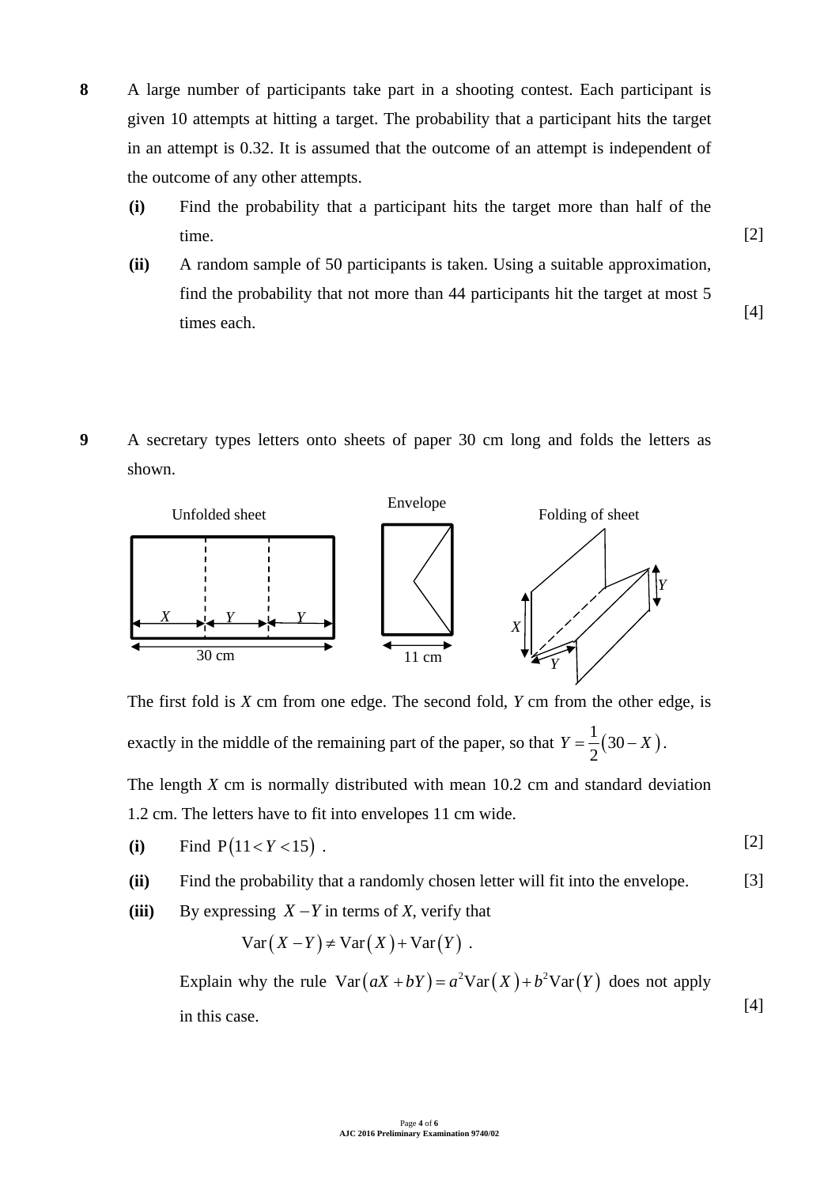**8** A large number of participants take part in a shooting contest. Each participant is given 10 attempts at hitting a target. The probability that a participant hits the target in an attempt is 0.32. It is assumed that the outcome of an attempt is independent of the outcome of any other attempts.

**(i)** Find the probability that a participant hits the target more than half of the time. [2]

**(ii)** A random sample of 50 participants is taken. Using a suitable approximation, find the probability that not more than 44 participants hit the target at most 5 times each. [4]

**9** A secretary types letters onto sheets of paper 30 cm long and folds the letters as shown.

Unfolded sheet | Envelope | Folding of sheet

X | Y | Y | 30 cm | 11 cm

The first fold is $X$ cm from one edge. The second fold, $Y$ cm from the other edge, is exactly in the middle of the remaining part of the paper, so that $Y = \frac{1}{2}(30 - X)$.

The length $X$ cm is normally distributed with mean 10.2 cm and standard deviation 1.2 cm. The letters have to fit into envelopes 11 cm wide.

**(i)** Find $\mathrm{P}(11 < Y < 15)$. [2]

**(ii)** Find the probability that a randomly chosen letter will fit into the envelope. [3]

**(iii)** By expressing $X - Y$ in terms of $X$, verify that

$$\mathrm{Var}(X - Y) \neq \mathrm{Var}(X) + \mathrm{Var}(Y) .$$

Explain why the rule $\mathrm{Var}(aX + bY) = a^2\mathrm{Var}(X) + b^2\mathrm{Var}(Y)$ does not apply in this case. [4]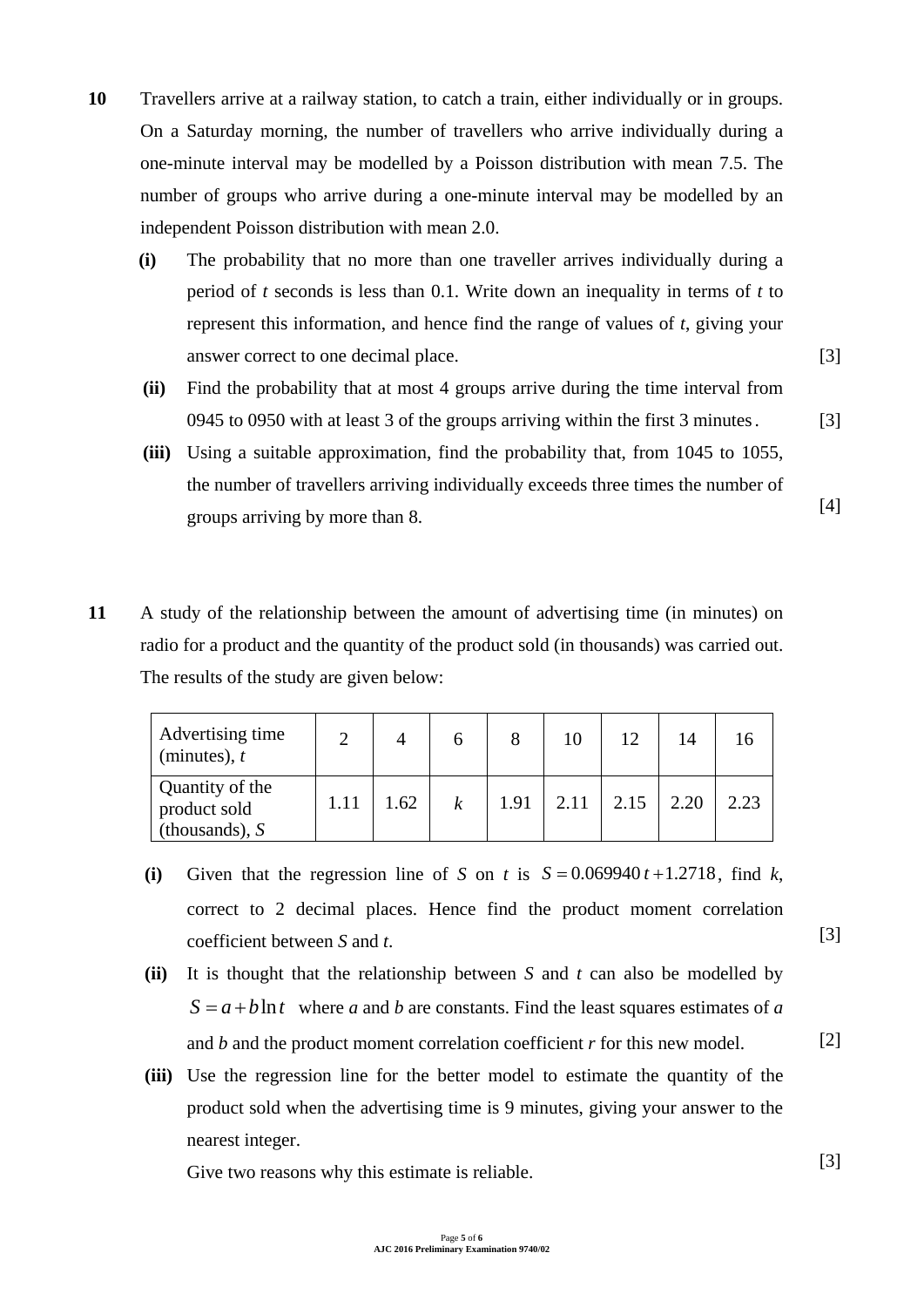**10** Travellers arrive at a railway station, to catch a train, either individually or in groups. On a Saturday morning, the number of travellers who arrive individually during a one-minute interval may be modelled by a Poisson distribution with mean 7.5. The number of groups who arrive during a one-minute interval may be modelled by an independent Poisson distribution with mean 2.0.

**(i)** The probability that no more than one traveller arrives individually during a period of $t$ seconds is less than 0.1. Write down an inequality in terms of $t$ to represent this information, and hence find the range of values of $t$, giving your answer correct to one decimal place. [3]

**(ii)** Find the probability that at most 4 groups arrive during the time interval from 0945 to 0950 with at least 3 of the groups arriving within the first 3 minutes. [3]

**(iii)** Using a suitable approximation, find the probability that, from 1045 to 1055, the number of travellers arriving individually exceeds three times the number of groups arriving by more than 8. [4]

**11** A study of the relationship between the amount of advertising time (in minutes) on radio for a product and the quantity of the product sold (in thousands) was carried out. The results of the study are given below:

| Advertising time (minutes), $t$ | 2 | 4 | 6 | 8 | 10 | 12 | 14 | 16 |
|---|---|---|---|---|---|---|---|---|
| Quantity of the product sold (thousands), $S$ | 1.11 | 1.62 | $k$ | 1.91 | 2.11 | 2.15 | 2.20 | 2.23 |

**(i)** Given that the regression line of $S$ on $t$ is $S = 0.069940\,t + 1.2718$, find $k$, correct to 2 decimal places. Hence find the product moment correlation coefficient between $S$ and $t$. [3]

**(ii)** It is thought that the relationship between $S$ and $t$ can also be modelled by $S = a + b\ln t$ where $a$ and $b$ are constants. Find the least squares estimates of $a$ and $b$ and the product moment correlation coefficient $r$ for this new model. [2]

**(iii)** Use the regression line for the better model to estimate the quantity of the product sold when the advertising time is 9 minutes, giving your answer to the nearest integer.

Give two reasons why this estimate is reliable. [3]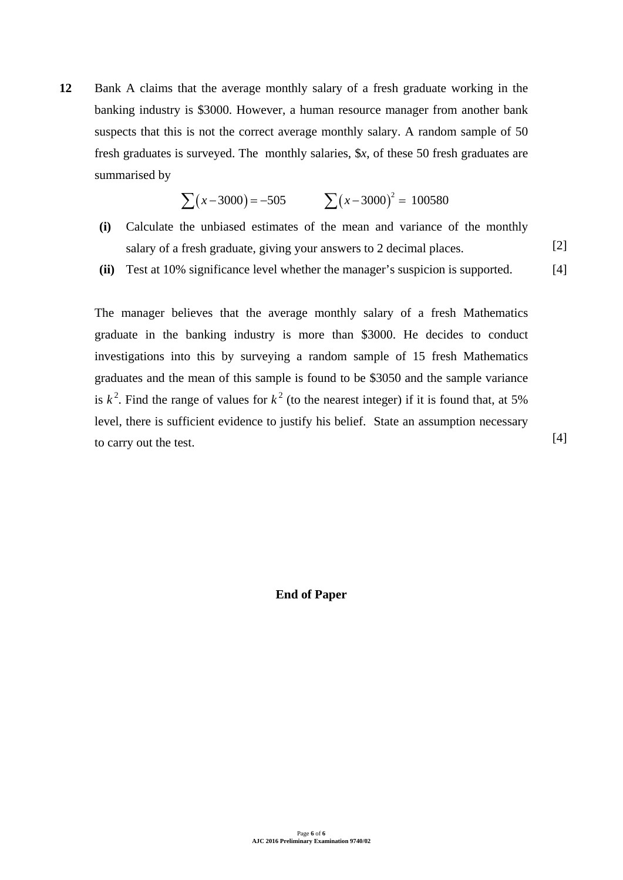**12** Bank A claims that the average monthly salary of a fresh graduate working in the banking industry is \$3000. However, a human resource manager from another bank suspects that this is not the correct average monthly salary. A random sample of 50 fresh graduates is surveyed. The monthly salaries, \$$x$, of these 50 fresh graduates are summarised by

$$\sum(x-3000) = -505 \qquad \sum(x-3000)^2 = 100580$$

**(i)** Calculate the unbiased estimates of the mean and variance of the monthly salary of a fresh graduate, giving your answers to 2 decimal places. [2]

**(ii)** Test at 10% significance level whether the manager's suspicion is supported. [4]

The manager believes that the average monthly salary of a fresh Mathematics graduate in the banking industry is more than \$3000. He decides to conduct investigations into this by surveying a random sample of 15 fresh Mathematics graduates and the mean of this sample is found to be \$3050 and the sample variance is $k^2$. Find the range of values for $k^2$ (to the nearest integer) if it is found that, at 5% level, there is sufficient evidence to justify his belief. State an assumption necessary to carry out the test. [4]

**End of Paper**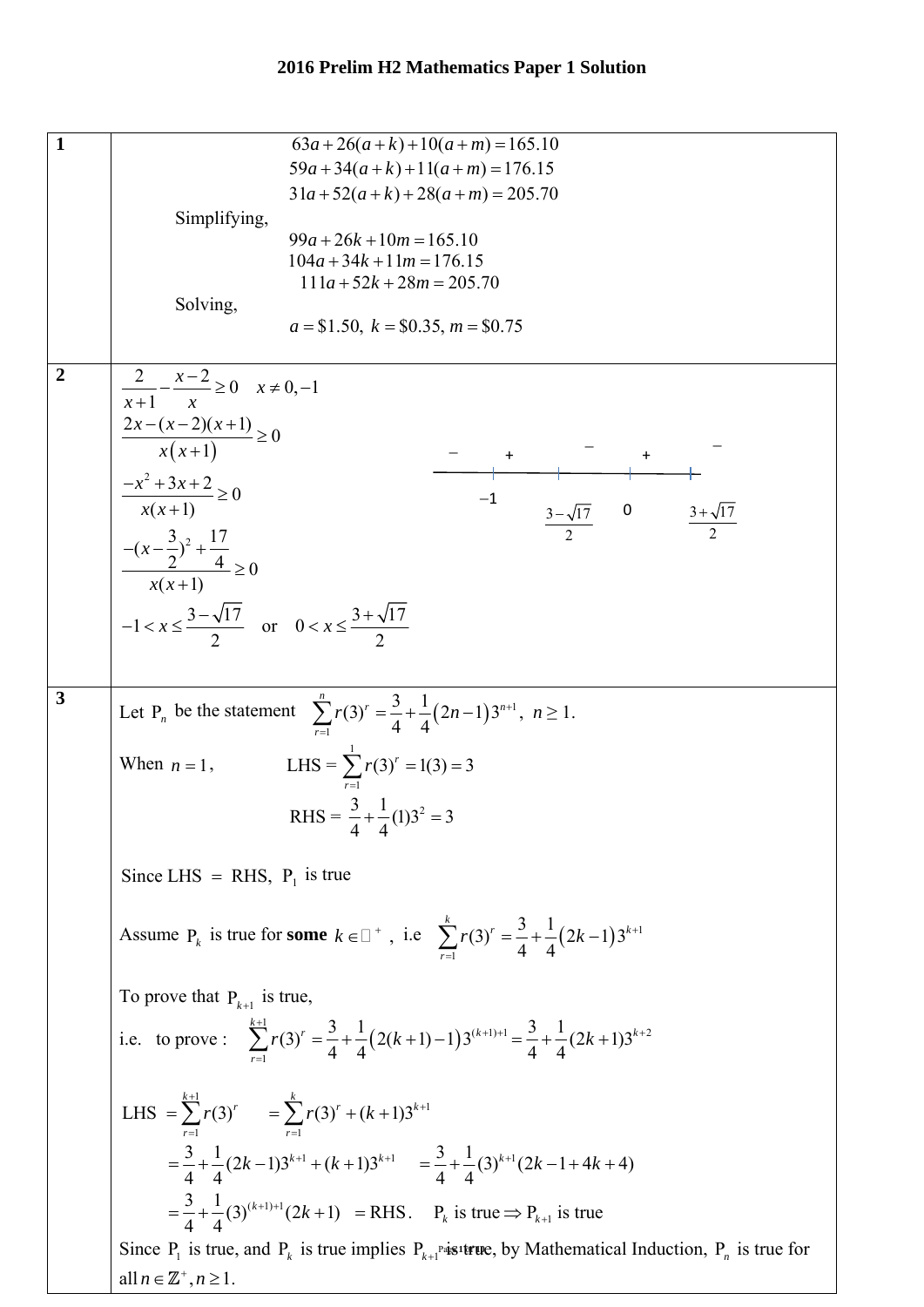# 2016 Prelim H2 Mathematics Paper 1 Solution

| | |
|---|---|
| **1** | $63a+26(a+k)+10(a+m)=165.10$<br>$59a+34(a+k)+11(a+m)=176.15$<br>$31a+52(a+k)+28(a+m)=205.70$<br>Simplifying,<br>$99a+26k+10m=165.10$<br>$104a+34k+11m=176.15$<br>$111a+52k+28m=205.70$<br>Solving,<br>$a=\$1.50,\ k=\$0.35,\ m=\$0.75$ |
| **2** | $\dfrac{2}{x+1}-\dfrac{x-2}{x}\geq 0 \quad x\neq 0,-1$<br>$\dfrac{2x-(x-2)(x+1)}{x(x+1)}\geq 0$<br>$\dfrac{-x^2+3x+2}{x(x+1)}\geq 0$<br>$\dfrac{-(x-\frac{3}{2})^2+\frac{17}{4}}{x(x+1)}\geq 0$<br>$-1<x\leq\dfrac{3-\sqrt{17}}{2}$ or $0<x\leq\dfrac{3+\sqrt{17}}{2}$<br>Sign diagram: $-$ , $+$ , $-$ , $+$ , $-$ with critical points $-1$, $\frac{3-\sqrt{17}}{2}$, $0$, $\frac{3+\sqrt{17}}{2}$ |
| **3** | Let $P_n$ be the statement $\sum_{r=1}^{n} r(3)^r=\frac{3}{4}+\frac{1}{4}(2n-1)3^{n+1},\ n\geq 1.$<br>When $n=1$, LHS = $\sum_{r=1}^{1} r(3)^r=1(3)=3$<br>RHS = $\frac{3}{4}+\frac{1}{4}(1)3^2=3$<br>Since LHS = RHS, $P_1$ is true<br>Assume $P_k$ is true for **some** $k\in\mathbb{Z}^+$, i.e $\sum_{r=1}^{k} r(3)^r=\frac{3}{4}+\frac{1}{4}(2k-1)3^{k+1}$<br>To prove that $P_{k+1}$ is true,<br>i.e. to prove : $\sum_{r=1}^{k+1} r(3)^r=\frac{3}{4}+\frac{1}{4}(2(k+1)-1)3^{(k+1)+1}=\frac{3}{4}+\frac{1}{4}(2k+1)3^{k+2}$<br>LHS $=\sum_{r=1}^{k+1} r(3)^r \quad =\sum_{r=1}^{k} r(3)^r+(k+1)3^{k+1}$<br>$=\frac{3}{4}+\frac{1}{4}(2k-1)3^{k+1}+(k+1)3^{k+1} \quad =\frac{3}{4}+\frac{1}{4}(3)^{k+1}(2k-1+4k+4)$<br>$=\frac{3}{4}+\frac{1}{4}(3)^{(k+1)+1}(2k+1) \quad =$ RHS. $P_k$ is true $\Rightarrow P_{k+1}$ is true<br>Since $P_1$ is true, and $P_k$ is true implies $P_{k+1}$ is true, by Mathematical Induction, $P_n$ is true for all $n\in\mathbb{Z}^+, n\geq 1$. |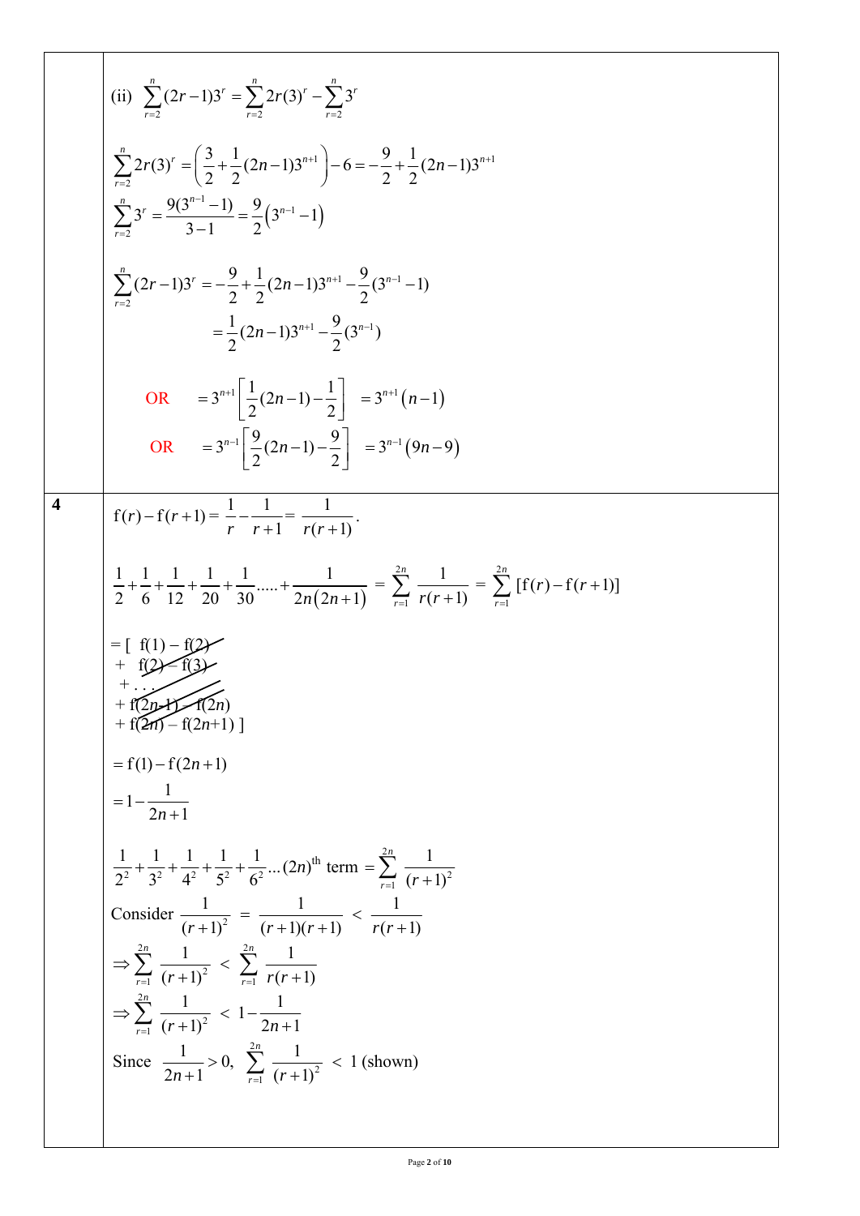| | |
|---|---|
| | (ii) $\sum_{r=2}^{n}(2r-1)3^r = \sum_{r=2}^{n}2r(3)^r - \sum_{r=2}^{n}3^r$<br><br>$\sum_{r=2}^{n}2r(3)^r = \left(\frac{3}{2}+\frac{1}{2}(2n-1)3^{n+1}\right)-6 = -\frac{9}{2}+\frac{1}{2}(2n-1)3^{n+1}$<br>$\sum_{r=2}^{n}3^r = \frac{9(3^{n-1}-1)}{3-1} = \frac{9}{2}\left(3^{n-1}-1\right)$<br><br>$\sum_{r=2}^{n}(2r-1)3^r = -\frac{9}{2}+\frac{1}{2}(2n-1)3^{n+1}-\frac{9}{2}(3^{n-1}-1)$<br>$= \frac{1}{2}(2n-1)3^{n+1}-\frac{9}{2}(3^{n-1})$<br><br>OR $= 3^{n+1}\left[\frac{1}{2}(2n-1)-\frac{1}{2}\right] = 3^{n+1}(n-1)$<br>OR $= 3^{n-1}\left[\frac{9}{2}(2n-1)-\frac{9}{2}\right] = 3^{n-1}(9n-9)$ |
| **4** | $\mathrm{f}(r)-\mathrm{f}(r+1) = \frac{1}{r}-\frac{1}{r+1} = \frac{1}{r(r+1)}$.<br><br>$\frac{1}{2}+\frac{1}{6}+\frac{1}{12}+\frac{1}{20}+\frac{1}{30}.....+\frac{1}{2n(2n+1)} = \sum_{r=1}^{2n}\frac{1}{r(r+1)} = \sum_{r=1}^{2n}[\mathrm{f}(r)-\mathrm{f}(r+1)]$<br><br>$= [\ \mathrm{f}(1) - \mathrm{f}(2)$<br>$+\ \mathrm{f}(2) - \mathrm{f}(3)$<br>$+\ . . .$<br>$+\ \mathrm{f}(2n\text{-}1) - \mathrm{f}(2n)$<br>$+\ \mathrm{f}(2n) - \mathrm{f}(2n+1)\ ]$<br><br>$= \mathrm{f}(1)-\mathrm{f}(2n+1)$<br>$= 1-\frac{1}{2n+1}$<br><br>$\frac{1}{2^2}+\frac{1}{3^2}+\frac{1}{4^2}+\frac{1}{5^2}+\frac{1}{6^2}...(2n)^{\text{th}}$ term $= \sum_{r=1}^{2n}\frac{1}{(r+1)^2}$<br>Consider $\frac{1}{(r+1)^2} = \frac{1}{(r+1)(r+1)} < \frac{1}{r(r+1)}$<br>$\Rightarrow \sum_{r=1}^{2n}\frac{1}{(r+1)^2} < \sum_{r=1}^{2n}\frac{1}{r(r+1)}$<br>$\Rightarrow \sum_{r=1}^{2n}\frac{1}{(r+1)^2} < 1-\frac{1}{2n+1}$<br>Since $\frac{1}{2n+1} > 0,\ \sum_{r=1}^{2n}\frac{1}{(r+1)^2} < 1$ (shown) |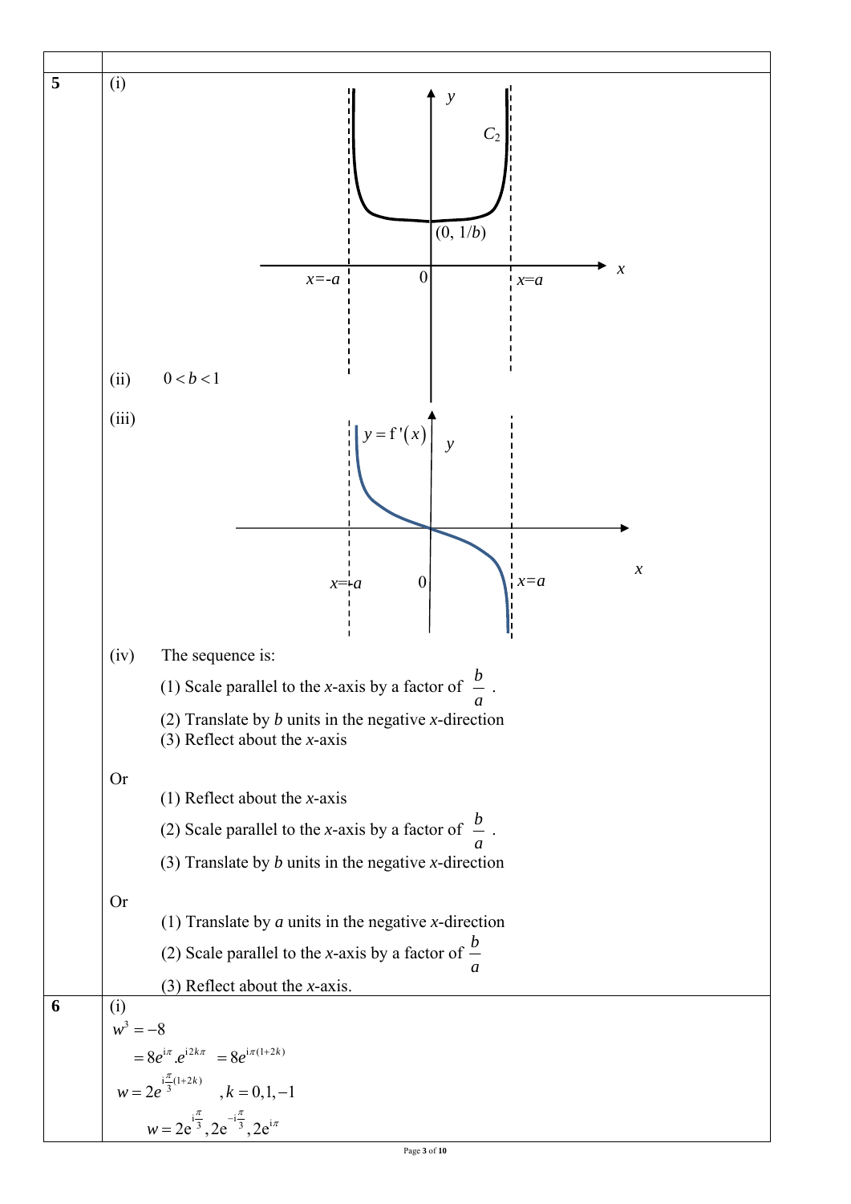| | |
|---|---|
| **5** | (i) |
| | (ii) $0 < b < 1$ |
| | (iii) |
| | (iv) The sequence is:<br>(1) Scale parallel to the *x*-axis by a factor of $\frac{b}{a}$ .<br>(2) Translate by *b* units in the negative *x*-direction<br>(3) Reflect about the *x*-axis<br><br>Or<br>(1) Reflect about the *x*-axis<br>(2) Scale parallel to the *x*-axis by a factor of $\frac{b}{a}$ .<br>(3) Translate by *b* units in the negative *x*-direction<br><br>Or<br>(1) Translate by *a* units in the negative *x*-direction<br>(2) Scale parallel to the *x*-axis by a factor of $\frac{b}{a}$<br>(3) Reflect about the *x*-axis. |
| **6** | (i)<br>$w^3 = -8$<br>$= 8e^{i\pi}.e^{i2k\pi} = 8e^{i\pi(1+2k)}$<br>$w = 2e^{i\frac{\pi}{3}(1+2k)} \quad ,k = 0,1,-1$<br>$w = 2e^{i\frac{\pi}{3}}, 2e^{-i\frac{\pi}{3}}, 2e^{i\pi}$ |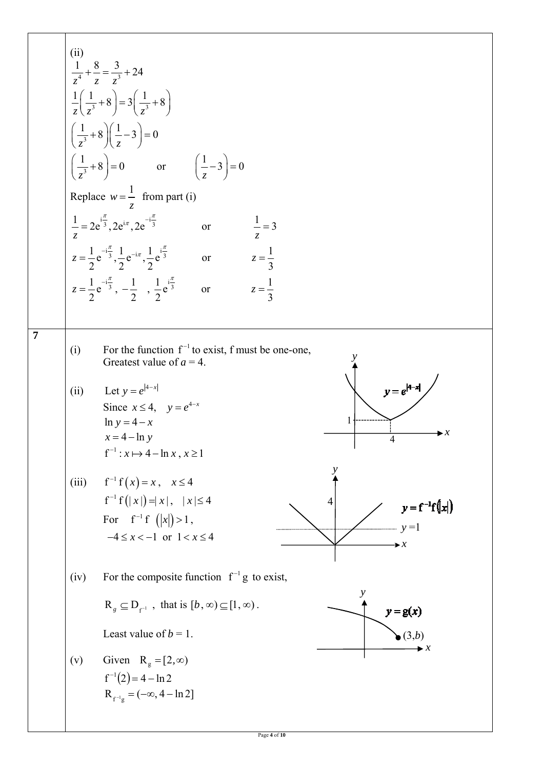(ii)

$$\frac{1}{z^4}+\frac{8}{z}=\frac{3}{z^3}+24$$

$$\frac{1}{z}\left(\frac{1}{z^3}+8\right)=3\left(\frac{1}{z^3}+8\right)$$

$$\left(\frac{1}{z^3}+8\right)\left(\frac{1}{z}-3\right)=0$$

$$\left(\frac{1}{z^3}+8\right)=0 \qquad \text{or} \qquad \left(\frac{1}{z}-3\right)=0$$

Replace $w=\dfrac{1}{z}$ from part (i)

$$\frac{1}{z}=2e^{i\frac{\pi}{3}},2e^{i\pi},2e^{-i\frac{\pi}{3}} \qquad \text{or} \qquad \frac{1}{z}=3$$

$$z=\frac{1}{2}e^{-i\frac{\pi}{3}},\frac{1}{2}e^{-i\pi},\frac{1}{2}e^{i\frac{\pi}{3}} \qquad \text{or} \qquad z=\frac{1}{3}$$

$$z=\frac{1}{2}e^{-i\frac{\pi}{3}},\ -\frac{1}{2}\ ,\ \frac{1}{2}e^{i\frac{\pi}{3}} \qquad \text{or} \qquad z=\frac{1}{3}$$

**7**

(i) For the function $f^{-1}$ to exist, f must be one-one, Greatest value of $a = 4$.

(ii) Let $y=e^{|4-x|}$

Since $x\le 4$, $\quad y=e^{4-x}$

$\ln y = 4-x$

$x=4-\ln y$

$f^{-1}: x\mapsto 4-\ln x,\ x\ge 1$

(iii) $f^{-1}f(x)=x,\quad x\le 4$

$f^{-1}f(|x|)=|x|,\quad |x|\le 4$

For $\quad f^{-1}f\ (|x|)>1$,

$-4\le x<-1$ or $1<x\le 4$

(iv) For the composite function $f^{-1}g$ to exist,

$R_g \subseteq D_{f^{-1}}$ , that is $[b,\infty)\subseteq[1,\infty)$.

Least value of $b = 1$.

(v) Given $\quad R_g=[2,\infty)$

$f^{-1}(2)=4-\ln 2$

$R_{f^{-1}g}=(-\infty,4-\ln 2]$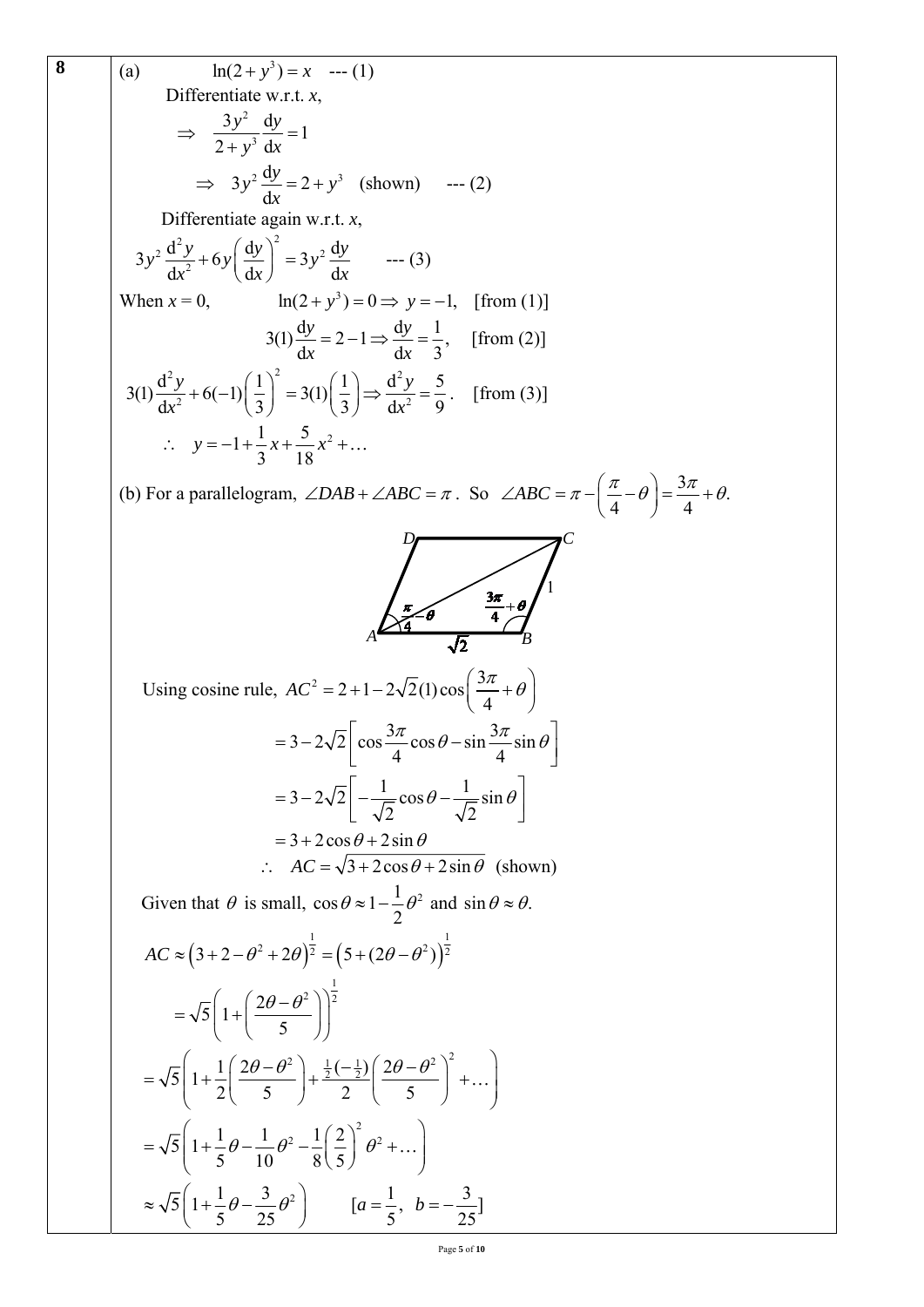**8**

(a) $\ln(2+y^3) = x$ --- (1)

Differentiate w.r.t. $x$,

$$\Rightarrow \quad \frac{3y^2}{2+y^3}\frac{\mathrm{d}y}{\mathrm{d}x} = 1$$

$$\Rightarrow \quad 3y^2\frac{\mathrm{d}y}{\mathrm{d}x} = 2+y^3 \quad \text{(shown)} \quad \text{--- (2)}$$

Differentiate again w.r.t. $x$,

$$3y^2\frac{\mathrm{d}^2y}{\mathrm{d}x^2} + 6y\left(\frac{\mathrm{d}y}{\mathrm{d}x}\right)^2 = 3y^2\frac{\mathrm{d}y}{\mathrm{d}x} \quad \text{--- (3)}$$

When $x = 0$, $\quad \ln(2+y^3) = 0 \Rightarrow y = -1$, [from (1)]

$$3(1)\frac{\mathrm{d}y}{\mathrm{d}x} = 2-1 \Rightarrow \frac{\mathrm{d}y}{\mathrm{d}x} = \frac{1}{3}, \quad \text{[from (2)]}$$

$$3(1)\frac{\mathrm{d}^2y}{\mathrm{d}x^2} + 6(-1)\left(\frac{1}{3}\right)^2 = 3(1)\left(\frac{1}{3}\right) \Rightarrow \frac{\mathrm{d}^2y}{\mathrm{d}x^2} = \frac{5}{9}. \quad \text{[from (3)]}$$

$$\therefore \quad y = -1 + \frac{1}{3}x + \frac{5}{18}x^2 + \ldots$$

(b) For a parallelogram, $\angle DAB + \angle ABC = \pi$. So $\angle ABC = \pi - \left(\frac{\pi}{4} - \theta\right) = \frac{3\pi}{4} + \theta.$

Using cosine rule, $AC^2 = 2 + 1 - 2\sqrt{2}(1)\cos\left(\frac{3\pi}{4}+\theta\right)$

$$= 3 - 2\sqrt{2}\left[\cos\frac{3\pi}{4}\cos\theta - \sin\frac{3\pi}{4}\sin\theta\right]$$

$$= 3 - 2\sqrt{2}\left[-\frac{1}{\sqrt{2}}\cos\theta - \frac{1}{\sqrt{2}}\sin\theta\right]$$

$$= 3 + 2\cos\theta + 2\sin\theta$$

$$\therefore \quad AC = \sqrt{3 + 2\cos\theta + 2\sin\theta} \quad \text{(shown)}$$

Given that $\theta$ is small, $\cos\theta \approx 1 - \frac{1}{2}\theta^2$ and $\sin\theta \approx \theta$.

$$AC \approx \left(3 + 2 - \theta^2 + 2\theta\right)^{\frac{1}{2}} = \left(5 + (2\theta - \theta^2)\right)^{\frac{1}{2}}$$

$$= \sqrt{5}\left(1 + \left(\frac{2\theta - \theta^2}{5}\right)\right)^{\frac{1}{2}}$$

$$= \sqrt{5}\left(1 + \frac{1}{2}\left(\frac{2\theta-\theta^2}{5}\right) + \frac{\frac{1}{2}\left(-\frac{1}{2}\right)}{2}\left(\frac{2\theta-\theta^2}{5}\right)^2 + \ldots\right)$$

$$= \sqrt{5}\left(1 + \frac{1}{5}\theta - \frac{1}{10}\theta^2 - \frac{1}{8}\left(\frac{2}{5}\right)^2\theta^2 + \ldots\right)$$

$$\approx \sqrt{5}\left(1 + \frac{1}{5}\theta - \frac{3}{25}\theta^2\right) \qquad [a = \frac{1}{5},\ b = -\frac{3}{25}]$$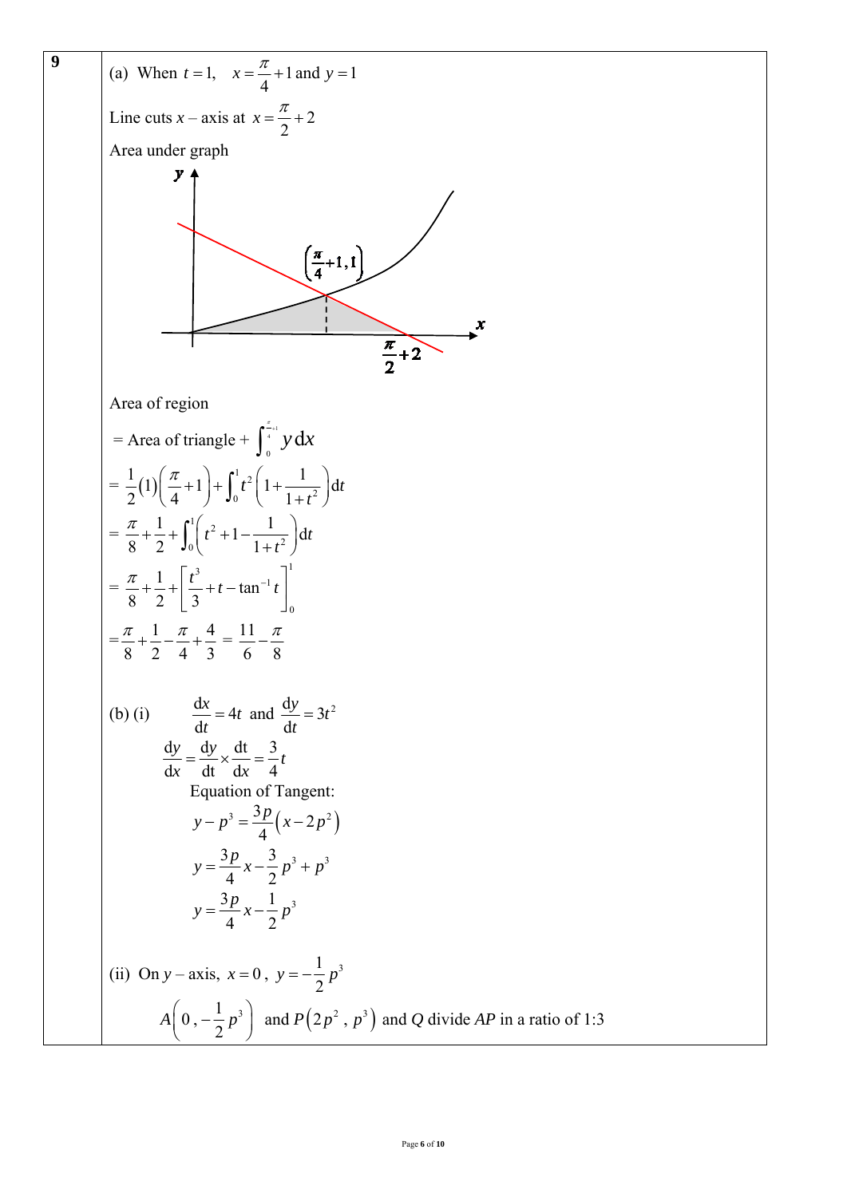**9**

(a) When $t = 1$, $x = \frac{\pi}{4} + 1$ and $y = 1$

Line cuts $x$ – axis at $x = \frac{\pi}{2} + 2$

Area under graph

Area of region

$$= \text{Area of triangle} + \int_0^{\frac{\pi}{4}+1} y \, dx$$

$$= \frac{1}{2}(1)\left(\frac{\pi}{4}+1\right) + \int_0^1 t^2\left(1 + \frac{1}{1+t^2}\right) dt$$

$$= \frac{\pi}{8} + \frac{1}{2} + \int_0^1 \left(t^2 + 1 - \frac{1}{1+t^2}\right) dt$$

$$= \frac{\pi}{8} + \frac{1}{2} + \left[\frac{t^3}{3} + t - \tan^{-1} t\right]_0^1$$

$$= \frac{\pi}{8} + \frac{1}{2} - \frac{\pi}{4} + \frac{4}{3} = \frac{11}{6} - \frac{\pi}{8}$$

(b) (i) $\frac{dx}{dt} = 4t$ and $\frac{dy}{dt} = 3t^2$

$$\frac{dy}{dx} = \frac{dy}{dt} \times \frac{dt}{dx} = \frac{3}{4}t$$

Equation of Tangent:

$$y - p^3 = \frac{3p}{4}\left(x - 2p^2\right)$$

$$y = \frac{3p}{4}x - \frac{3}{2}p^3 + p^3$$

$$y = \frac{3p}{4}x - \frac{1}{2}p^3$$

(ii) On $y$ – axis, $x = 0$, $y = -\frac{1}{2}p^3$

$A\left(0, -\frac{1}{2}p^3\right)$ and $P\left(2p^2, p^3\right)$ and $Q$ divide $AP$ in a ratio of 1:3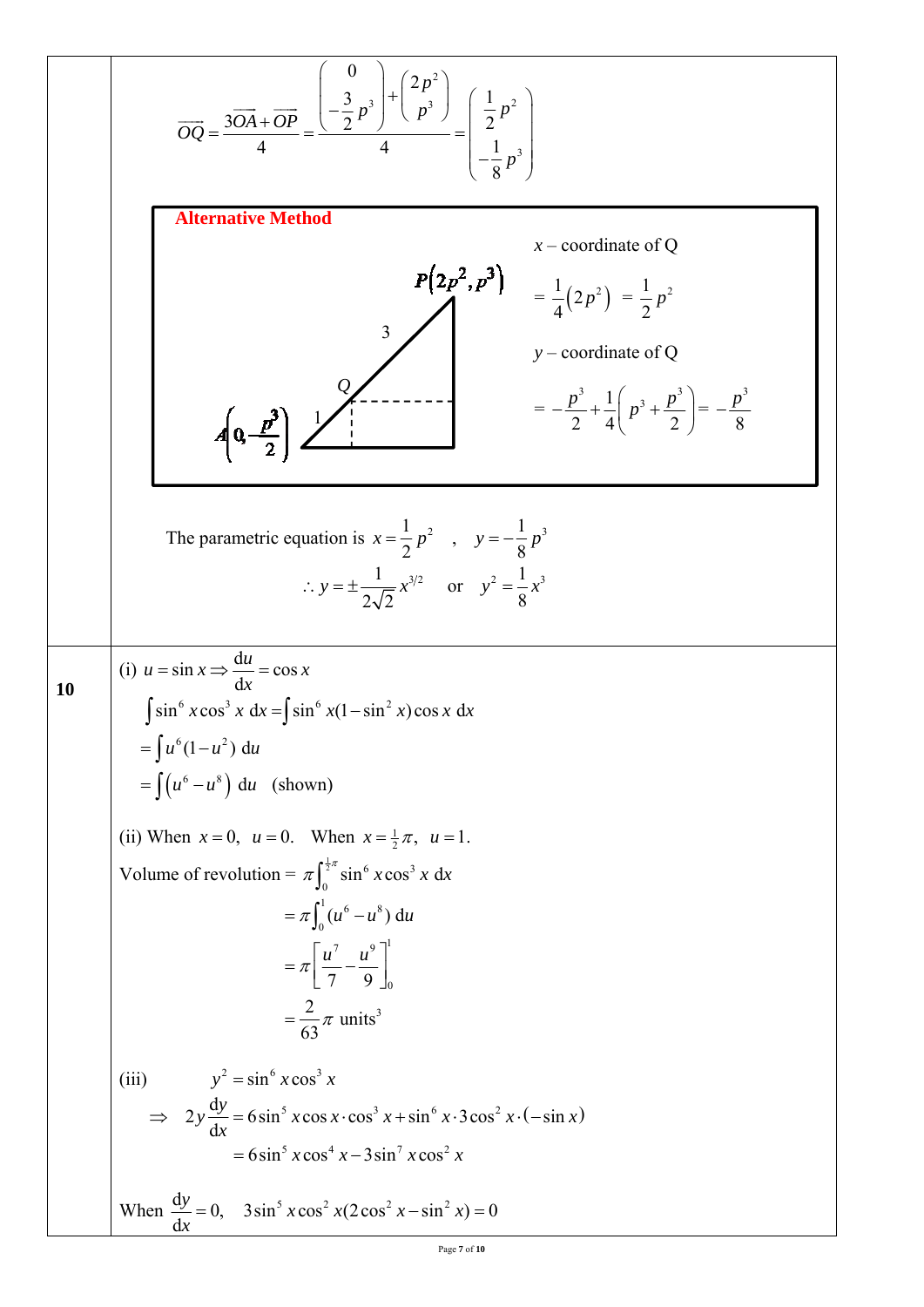$$\overrightarrow{OQ} = \frac{3\overrightarrow{OA} + \overrightarrow{OP}}{4} = \frac{\begin{pmatrix} 0 \\ -\frac{3}{2}p^3 \end{pmatrix} + \begin{pmatrix} 2p^2 \\ p^3 \end{pmatrix}}{4} = \begin{pmatrix} \frac{1}{2}p^2 \\ -\frac{1}{8}p^3 \end{pmatrix}$$

**Alternative Method**

$P(2p^2, p^3)$, $A\left(0, -\frac{p^3}{2}\right)$, $AQ : QP = 1 : 3$

$x$ – coordinate of Q

$$= \frac{1}{4}(2p^2) = \frac{1}{2}p^2$$

$y$ – coordinate of Q

$$= -\frac{p^3}{2} + \frac{1}{4}\left(p^3 + \frac{p^3}{2}\right) = -\frac{p^3}{8}$$

The parametric equation is $x = \frac{1}{2}p^2$ , $y = -\frac{1}{8}p^3$

$$\therefore y = \pm\frac{1}{2\sqrt{2}}x^{3/2} \quad \text{or} \quad y^2 = \frac{1}{8}x^3$$

**10**

(i) $u = \sin x \Rightarrow \frac{du}{dx} = \cos x$

$$\int \sin^6 x \cos^3 x \, dx = \int \sin^6 x(1 - \sin^2 x)\cos x \, dx$$

$$= \int u^6(1-u^2) \, du$$

$$= \int \left(u^6 - u^8\right) du \quad \text{(shown)}$$

(ii) When $x = 0$, $u = 0$. When $x = \frac{1}{2}\pi$, $u = 1$.

$$\text{Volume of revolution} = \pi\int_0^{\frac{1}{2}\pi} \sin^6 x \cos^3 x \, dx$$

$$= \pi\int_0^1 (u^6 - u^8) \, du$$

$$= \pi\left[\frac{u^7}{7} - \frac{u^9}{9}\right]_0^1$$

$$= \frac{2}{63}\pi \text{ units}^3$$

(iii) $y^2 = \sin^6 x \cos^3 x$

$$\Rightarrow 2y\frac{dy}{dx} = 6\sin^5 x \cos x \cdot \cos^3 x + \sin^6 x \cdot 3\cos^2 x \cdot (-\sin x)$$

$$= 6\sin^5 x \cos^4 x - 3\sin^7 x \cos^2 x$$

When $\frac{dy}{dx} = 0$, $3\sin^5 x \cos^2 x(2\cos^2 x - \sin^2 x) = 0$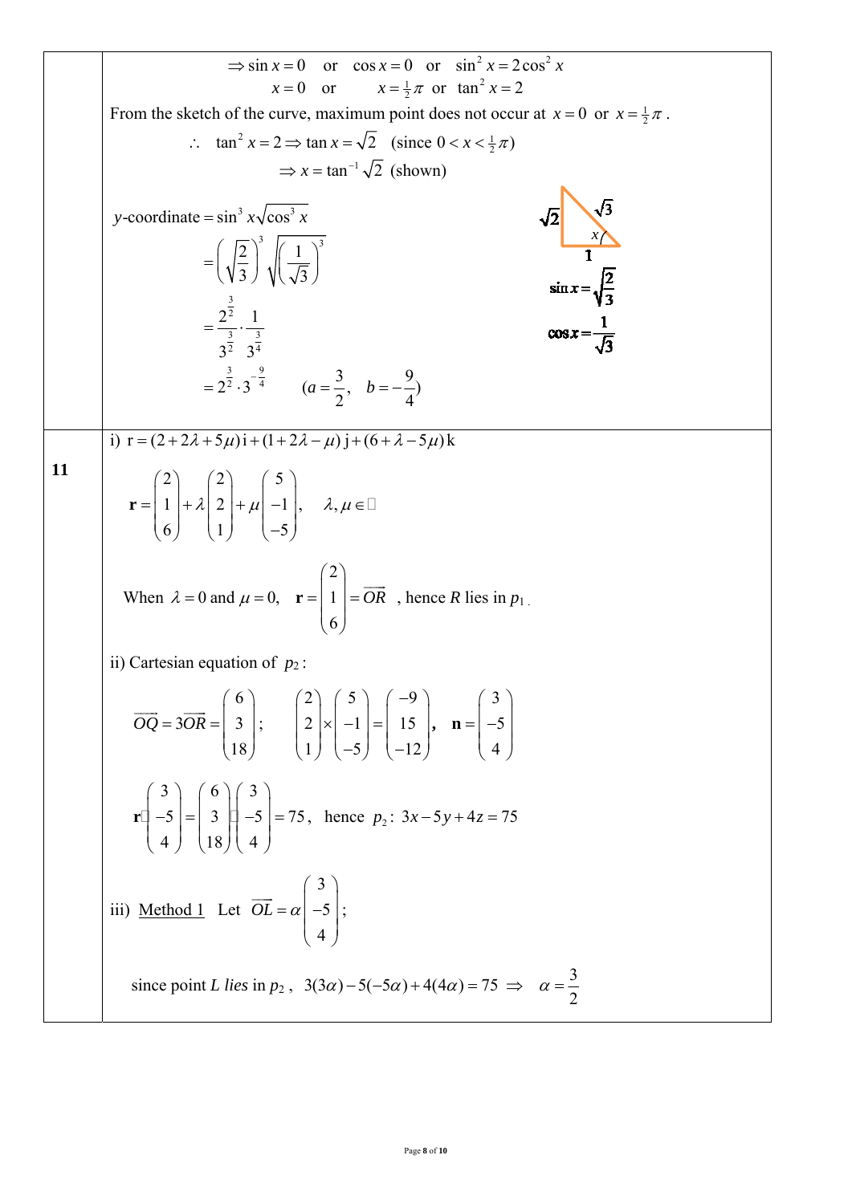$$\Rightarrow \sin x = 0 \quad \text{or} \quad \cos x = 0 \quad \text{or} \quad \sin^2 x = 2\cos^2 x$$

$$x = 0 \quad \text{or} \quad x = \tfrac{1}{2}\pi \quad \text{or} \quad \tan^2 x = 2$$

From the sketch of the curve, maximum point does not occur at $x = 0$ or $x = \frac{1}{2}\pi$.

$$\therefore \quad \tan^2 x = 2 \Rightarrow \tan x = \sqrt{2} \quad (\text{since } 0 < x < \tfrac{1}{2}\pi)$$

$$\Rightarrow x = \tan^{-1}\sqrt{2} \text{ (shown)}$$

$y$-coordinate $= \sin^3 x\sqrt{\cos^3 x}$

$$= \left(\sqrt{\frac{2}{3}}\right)^3 \sqrt{\left(\frac{1}{\sqrt{3}}\right)^3}$$

$$= \frac{2^{\frac{3}{2}}}{3^{\frac{3}{2}}} \cdot \frac{1}{3^{\frac{3}{4}}}$$

$$= 2^{\frac{3}{2}} \cdot 3^{-\frac{9}{4}} \qquad (a = \frac{3}{2}, \quad b = -\frac{9}{4})$$

(Right-angled triangle with sides $\sqrt{2}$, $1$, hypotenuse $\sqrt{3}$, angle $x$.)

$$\sin x = \sqrt{\frac{2}{3}}$$

$$\cos x = \frac{1}{\sqrt{3}}$$

---

**11**

i) $\mathbf{r} = (2 + 2\lambda + 5\mu)\mathbf{i} + (1 + 2\lambda - \mu)\mathbf{j} + (6 + \lambda - 5\mu)\mathbf{k}$

$$\mathbf{r} = \begin{pmatrix} 2 \\ 1 \\ 6 \end{pmatrix} + \lambda\begin{pmatrix} 2 \\ 2 \\ 1 \end{pmatrix} + \mu\begin{pmatrix} 5 \\ -1 \\ -5 \end{pmatrix}, \quad \lambda, \mu \in \mathbb{R}$$

When $\lambda = 0$ and $\mu = 0$, $\mathbf{r} = \begin{pmatrix} 2 \\ 1 \\ 6 \end{pmatrix} = \overrightarrow{OR}$, hence $R$ lies in $p_1$.

ii) Cartesian equation of $p_2$:

$$\overrightarrow{OQ} = 3\overrightarrow{OR} = \begin{pmatrix} 6 \\ 3 \\ 18 \end{pmatrix}; \qquad \begin{pmatrix} 2 \\ 2 \\ 1 \end{pmatrix} \times \begin{pmatrix} 5 \\ -1 \\ -5 \end{pmatrix} = \begin{pmatrix} -9 \\ 15 \\ -12 \end{pmatrix}, \quad \mathbf{n} = \begin{pmatrix} 3 \\ -5 \\ 4 \end{pmatrix}$$

$$\mathbf{r} \cdot \begin{pmatrix} 3 \\ -5 \\ 4 \end{pmatrix} = \begin{pmatrix} 6 \\ 3 \\ 18 \end{pmatrix} \cdot \begin{pmatrix} 3 \\ -5 \\ 4 \end{pmatrix} = 75, \quad \text{hence } p_2\text{: } 3x - 5y + 4z = 75$$

iii) Method 1 Let $\overrightarrow{OL} = \alpha\begin{pmatrix} 3 \\ -5 \\ 4 \end{pmatrix}$;

since point $L$ lies in $p_2$, $3(3\alpha) - 5(-5\alpha) + 4(4\alpha) = 75 \Rightarrow \alpha = \dfrac{3}{2}$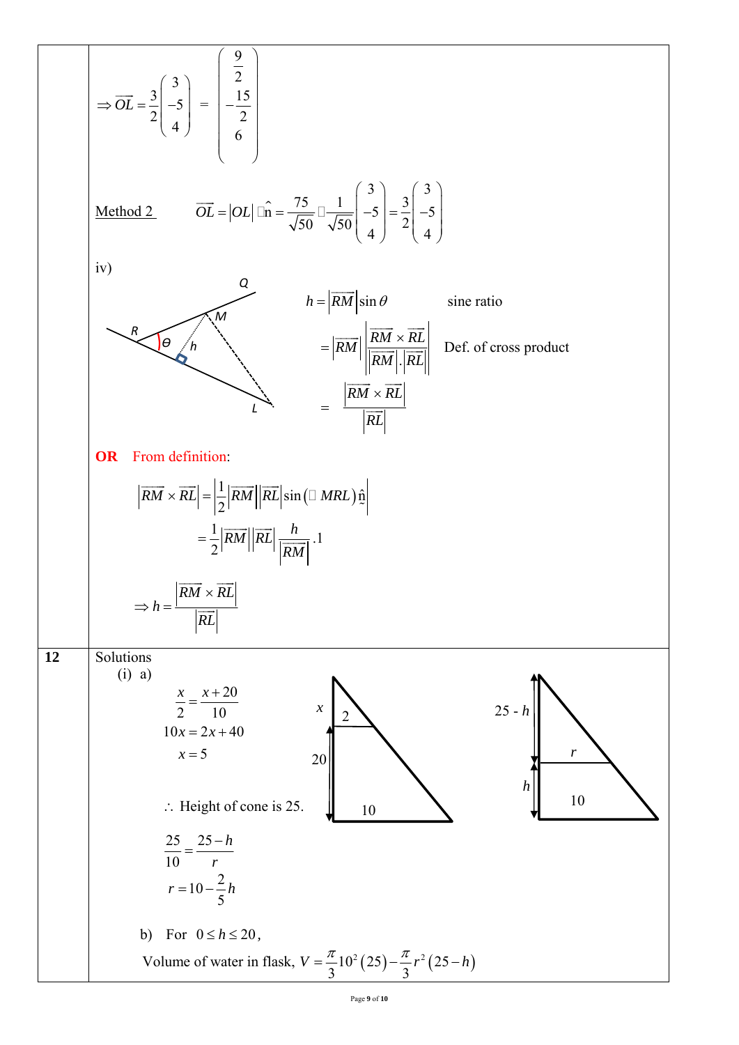$$\Rightarrow \overrightarrow{OL} = \frac{3}{2}\begin{pmatrix} 3 \\ -5 \\ 4 \end{pmatrix} = \begin{pmatrix} \frac{9}{2} \\ -\frac{15}{2} \\ 6 \end{pmatrix}$$

Method 2 $\quad \overrightarrow{OL} = |OL| \hat{n} = \frac{75}{\sqrt{50}} \frac{1}{\sqrt{50}}\begin{pmatrix} 3 \\ -5 \\ 4 \end{pmatrix} = \frac{3}{2}\begin{pmatrix} 3 \\ -5 \\ 4 \end{pmatrix}$

iv)

Q, M, R, θ, h, L

$$h = \left|\overrightarrow{RM}\right| \sin\theta \qquad \text{sine ratio}$$

$$= \left|\overrightarrow{RM}\right| \left|\frac{\overrightarrow{RM} \times \overrightarrow{RL}}{\left|\overrightarrow{RM}\right| . \left|\overrightarrow{RL}\right|}\right| \qquad \text{Def. of cross product}$$

$$= \frac{\left|\overrightarrow{RM} \times \overrightarrow{RL}\right|}{\left|\overrightarrow{RL}\right|}$$

**OR** From definition:

$$\left|\overrightarrow{RM} \times \overrightarrow{RL}\right| = \left|\frac{1}{2}\left|\overrightarrow{RM}\right|\left|\overrightarrow{RL}\right| \sin(\angle MRL)\,\hat{\underset{\sim}{n}}\right|$$

$$= \frac{1}{2}\left|\overrightarrow{RM}\right|\left|\overrightarrow{RL}\right| \frac{h}{\left|\overrightarrow{RM}\right|}.1$$

$$\Rightarrow h = \frac{\left|\overrightarrow{RM} \times \overrightarrow{RL}\right|}{\left|\overrightarrow{RL}\right|}$$

**12** Solutions

(i) a)

$$\frac{x}{2} = \frac{x+20}{10}$$

$$10x = 2x + 40$$

$$x = 5$$

$\therefore$ Height of cone is 25.

$$\frac{25}{10} = \frac{25-h}{r}$$

$$r = 10 - \frac{2}{5}h$$

b) For $0 \le h \le 20$,

Volume of water in flask, $V = \frac{\pi}{3}10^2(25) - \frac{\pi}{3}r^2(25-h)$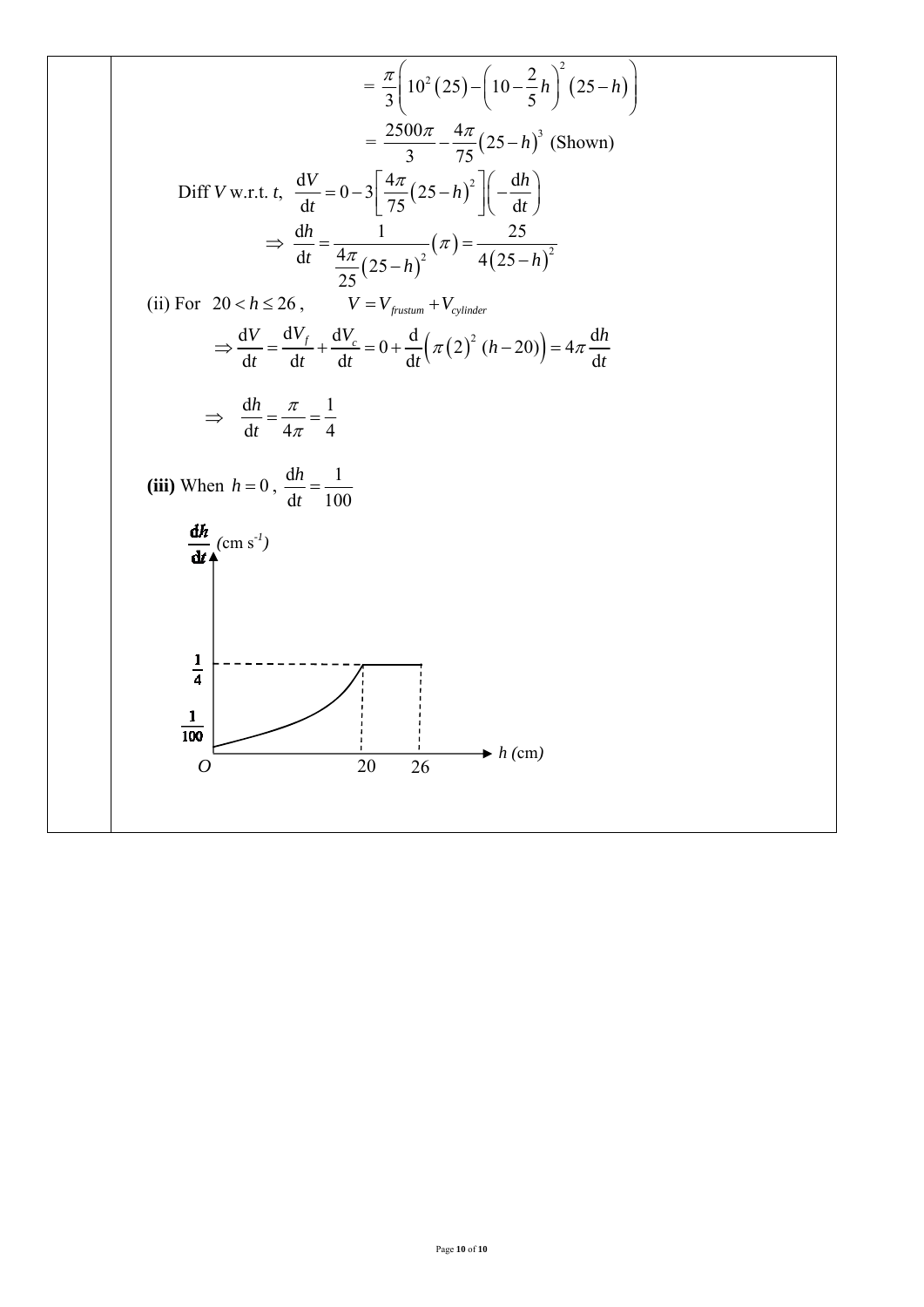$$= \frac{\pi}{3}\left(10^2(25) - \left(10 - \frac{2}{5}h\right)^2 (25-h)\right)$$

$$= \frac{2500\pi}{3} - \frac{4\pi}{75}(25-h)^3 \text{ (Shown)}$$

Diff $V$ w.r.t. $t$, $\dfrac{\mathrm{d}V}{\mathrm{d}t} = 0 - 3\left[\dfrac{4\pi}{75}(25-h)^2\right]\left(-\dfrac{\mathrm{d}h}{\mathrm{d}t}\right)$

$$\Rightarrow \frac{\mathrm{d}h}{\mathrm{d}t} = \frac{1}{\frac{4\pi}{25}(25-h)^2}(\pi) = \frac{25}{4(25-h)^2}$$

(ii) For $20 < h \leq 26$, $\quad V = V_{frustum} + V_{cylinder}$

$$\Rightarrow \frac{\mathrm{d}V}{\mathrm{d}t} = \frac{\mathrm{d}V_f}{\mathrm{d}t} + \frac{\mathrm{d}V_c}{\mathrm{d}t} = 0 + \frac{\mathrm{d}}{\mathrm{d}t}\left(\pi(2)^2\,(h-20)\right) = 4\pi\frac{\mathrm{d}h}{\mathrm{d}t}$$

$$\Rightarrow \quad \frac{\mathrm{d}h}{\mathrm{d}t} = \frac{\pi}{4\pi} = \frac{1}{4}$$

**(iii)** When $h = 0$, $\dfrac{\mathrm{d}h}{\mathrm{d}t} = \dfrac{1}{100}$

$\dfrac{\mathrm{d}h}{\mathrm{d}t}$ (cm s$^{-1}$)

$\frac{1}{4}$

$\frac{1}{100}$

$O$ 20 26 $h$ (cm)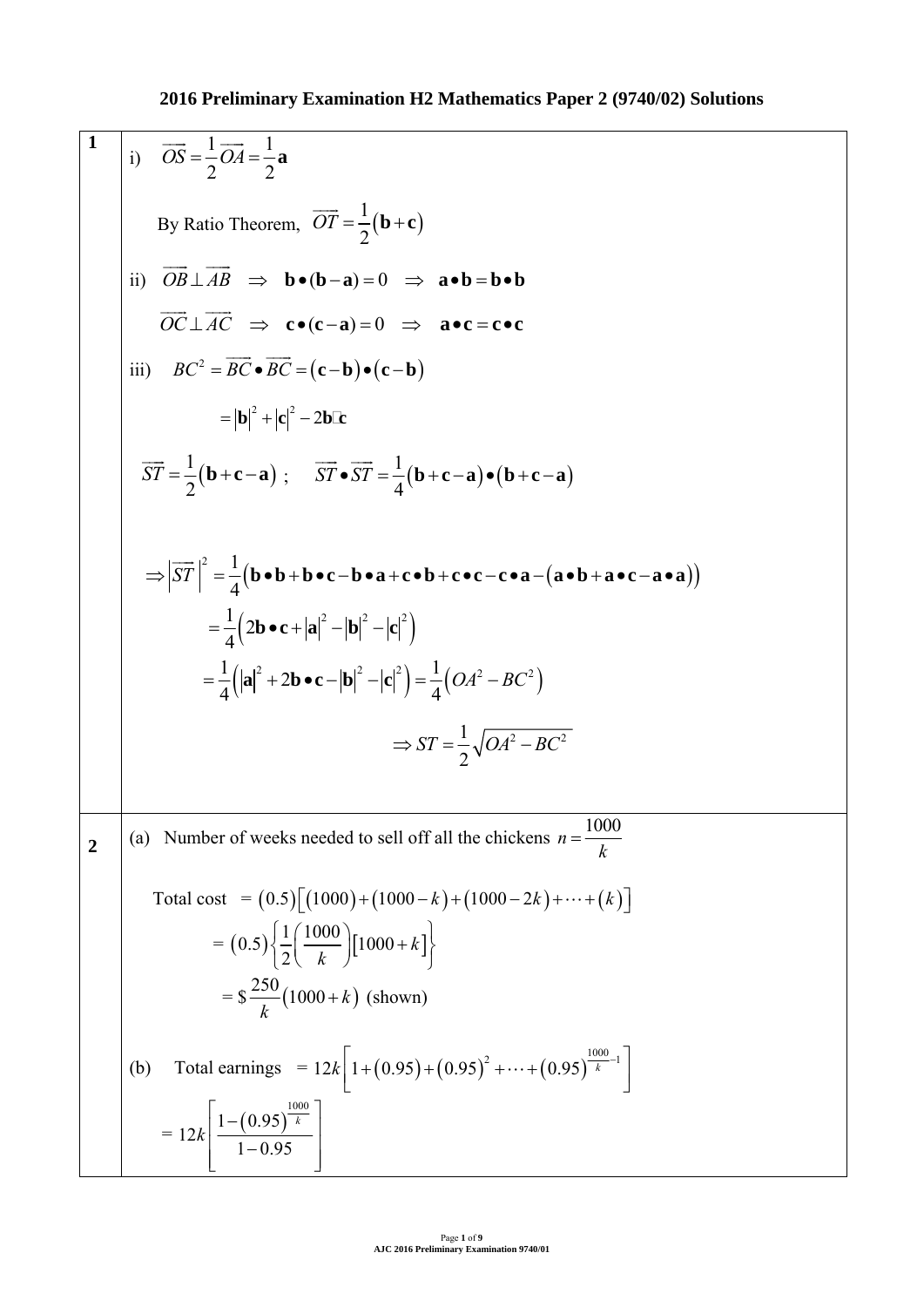**2016 Preliminary Examination H2 Mathematics Paper 2 (9740/02) Solutions**

| | |
|---|---|
| **1** | i) $\overrightarrow{OS} = \frac{1}{2}\overrightarrow{OA} = \frac{1}{2}\mathbf{a}$ <br><br> By Ratio Theorem, $\overrightarrow{OT} = \frac{1}{2}(\mathbf{b}+\mathbf{c})$ <br><br> ii) $\overrightarrow{OB} \perp \overrightarrow{AB} \;\Rightarrow\; \mathbf{b}\bullet(\mathbf{b}-\mathbf{a}) = 0 \;\Rightarrow\; \mathbf{a}\bullet\mathbf{b} = \mathbf{b}\bullet\mathbf{b}$ <br> $\overrightarrow{OC} \perp \overrightarrow{AC} \;\Rightarrow\; \mathbf{c}\bullet(\mathbf{c}-\mathbf{a}) = 0 \;\Rightarrow\; \mathbf{a}\bullet\mathbf{c} = \mathbf{c}\bullet\mathbf{c}$ <br><br> iii) $BC^2 = \overrightarrow{BC}\bullet\overrightarrow{BC} = (\mathbf{c}-\mathbf{b})\bullet(\mathbf{c}-\mathbf{b})$ <br> $= \lvert\mathbf{b}\rvert^2 + \lvert\mathbf{c}\rvert^2 - 2\mathbf{b}\cdot\mathbf{c}$ <br><br> $\overrightarrow{ST} = \frac{1}{2}(\mathbf{b}+\mathbf{c}-\mathbf{a})$ ; $\overrightarrow{ST}\bullet\overrightarrow{ST} = \frac{1}{4}(\mathbf{b}+\mathbf{c}-\mathbf{a})\bullet(\mathbf{b}+\mathbf{c}-\mathbf{a})$ <br><br> $\Rightarrow \lvert\overrightarrow{ST}\rvert^2 = \frac{1}{4}\big(\mathbf{b}\bullet\mathbf{b}+\mathbf{b}\bullet\mathbf{c}-\mathbf{b}\bullet\mathbf{a}+\mathbf{c}\bullet\mathbf{b}+\mathbf{c}\bullet\mathbf{c}-\mathbf{c}\bullet\mathbf{a}-(\mathbf{a}\bullet\mathbf{b}+\mathbf{a}\bullet\mathbf{c}-\mathbf{a}\bullet\mathbf{a})\big)$ <br> $= \frac{1}{4}\left(2\mathbf{b}\bullet\mathbf{c}+\lvert\mathbf{a}\rvert^2-\lvert\mathbf{b}\rvert^2-\lvert\mathbf{c}\rvert^2\right)$ <br> $= \frac{1}{4}\left(\lvert\mathbf{a}\rvert^2+2\mathbf{b}\bullet\mathbf{c}-\lvert\mathbf{b}\rvert^2-\lvert\mathbf{c}\rvert^2\right) = \frac{1}{4}\left(OA^2-BC^2\right)$ <br><br> $\Rightarrow ST = \frac{1}{2}\sqrt{OA^2-BC^2}$ |
| **2** | (a) Number of weeks needed to sell off all the chickens $n = \frac{1000}{k}$ <br><br> Total cost $= (0.5)\left[(1000)+(1000-k)+(1000-2k)+\cdots+(k)\right]$ <br> $= (0.5)\left\{\frac{1}{2}\left(\frac{1000}{k}\right)\left[1000+k\right]\right\}$ <br> $= \$\,\frac{250}{k}(1000+k)$ (shown) <br><br> (b) Total earnings $= 12k\left[1+(0.95)+(0.95)^2+\cdots+(0.95)^{\frac{1000}{k}-1}\right]$ <br> $= 12k\left[\frac{1-(0.95)^{\frac{1000}{k}}}{1-0.95}\right]$ |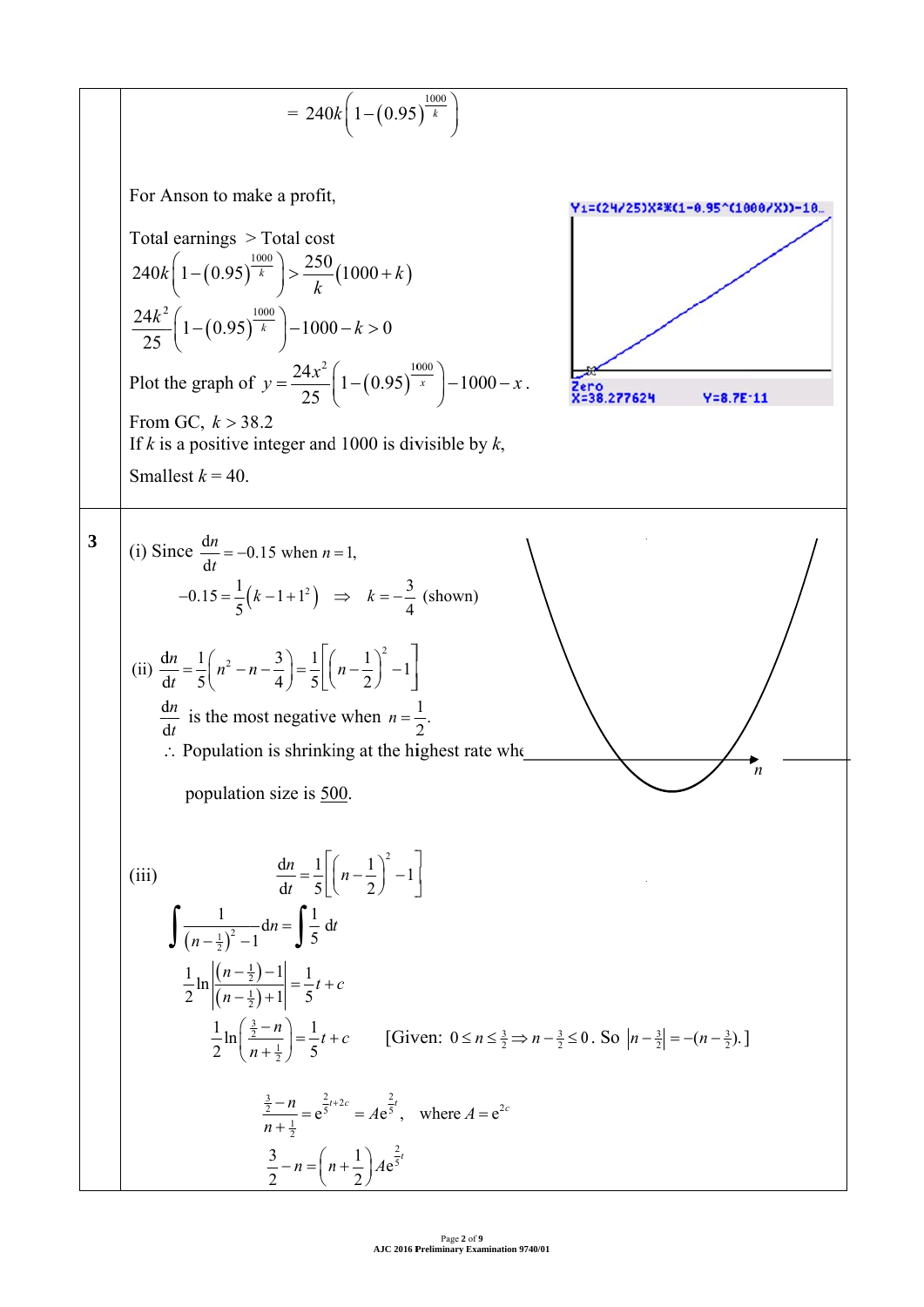$$= 240k\left(1-(0.95)^{\frac{1000}{k}}\right)$$

For Anson to make a profit,

Total earnings $>$ Total cost

$$240k\left(1-(0.95)^{\frac{1000}{k}}\right) > \frac{250}{k}(1000+k)$$

$$\frac{24k^2}{25}\left(1-(0.95)^{\frac{1000}{k}}\right) - 1000 - k > 0$$

Plot the graph of $y = \frac{24x^2}{25}\left(1-(0.95)^{\frac{1000}{x}}\right) - 1000 - x$.

Y1=(24/25)X²*(1-0.95^(1000/X))-10…

Zero X=38.277624 Y=8.7E-11

From GC, $k > 38.2$

If $k$ is a positive integer and 1000 is divisible by $k$,

Smallest $k = 40$.

---

**3**

(i) Since $\frac{dn}{dt} = -0.15$ when $n = 1$,

$$-0.15 = \frac{1}{5}\left(k - 1 + 1^2\right) \Rightarrow k = -\frac{3}{4} \text{ (shown)}$$

(ii) $\frac{dn}{dt} = \frac{1}{5}\left(n^2 - n - \frac{3}{4}\right) = \frac{1}{5}\left[\left(n - \frac{1}{2}\right)^2 - 1\right]$

$\frac{dn}{dt}$ is the most negative when $n = \frac{1}{2}$.

$\therefore$ Population is shrinking at the highest rate when population size is $\underline{500}$.

(iii)
$$\frac{dn}{dt} = \frac{1}{5}\left[\left(n - \frac{1}{2}\right)^2 - 1\right]$$

$$\int \frac{1}{\left(n-\frac{1}{2}\right)^2 - 1}\, dn = \int \frac{1}{5}\, dt$$

$$\frac{1}{2}\ln\left|\frac{\left(n-\frac{1}{2}\right)-1}{\left(n-\frac{1}{2}\right)+1}\right| = \frac{1}{5}t + c$$

$$\frac{1}{2}\ln\left(\frac{\frac{3}{2}-n}{n+\frac{1}{2}}\right) = \frac{1}{5}t + c \qquad \text{[Given: } 0 \le n \le \tfrac{3}{2} \Rightarrow n - \tfrac{3}{2} \le 0\text{. So } \left|n-\tfrac{3}{2}\right| = -(n-\tfrac{3}{2})\text{.]}$$

$$\frac{\frac{3}{2}-n}{n+\frac{1}{2}} = e^{\frac{2}{5}t+2c} = Ae^{\frac{2}{5}t}, \quad \text{where } A = e^{2c}$$

$$\frac{3}{2} - n = \left(n + \frac{1}{2}\right)Ae^{\frac{2}{5}t}$$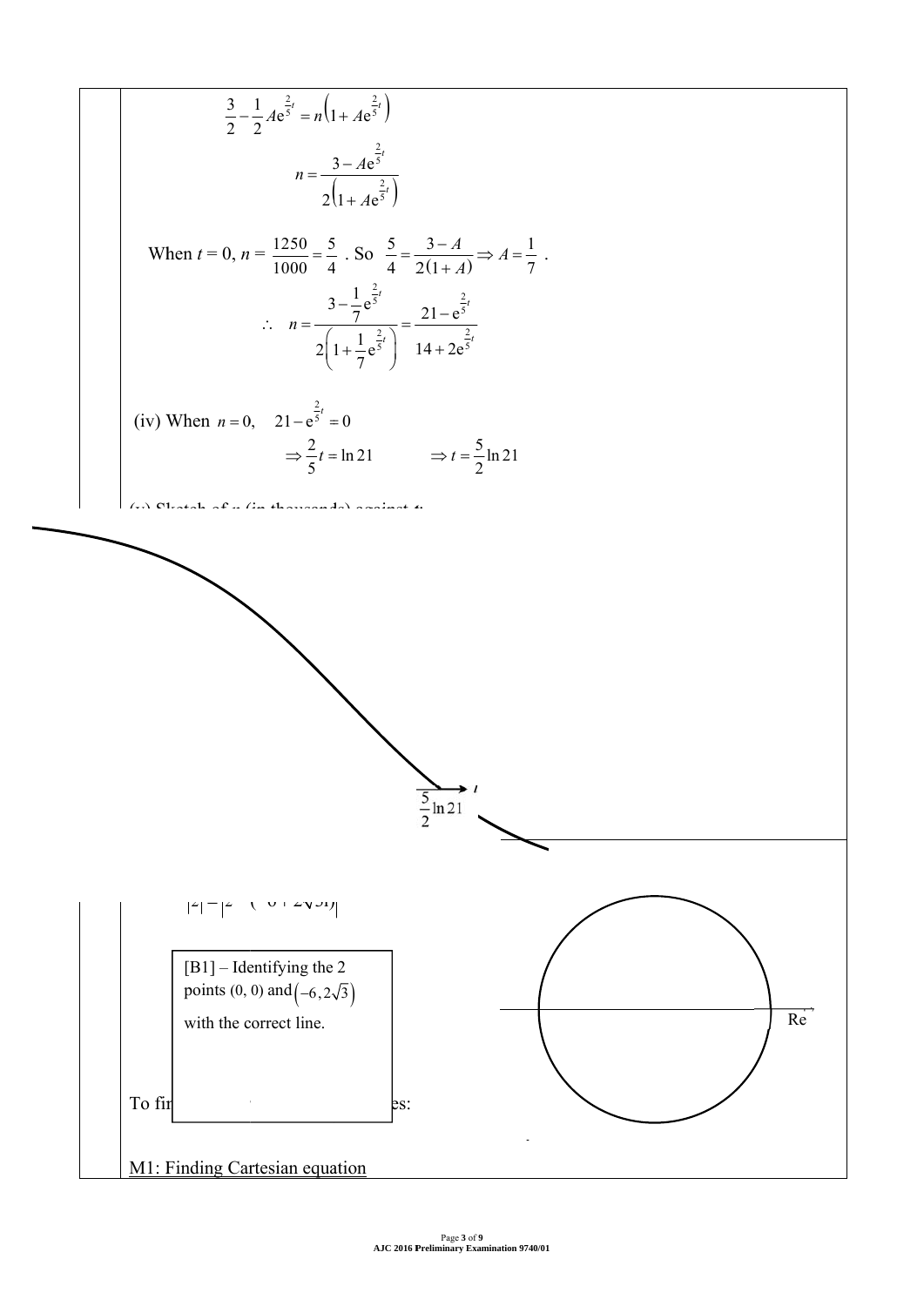$$\frac{3}{2}-\frac{1}{2}Ae^{\frac{2}{5}t}=n\left(1+Ae^{\frac{2}{5}t}\right)$$

$$n=\frac{3-Ae^{\frac{2}{5}t}}{2\left(1+Ae^{\frac{2}{5}t}\right)}$$

When $t = 0$, $n = \frac{1250}{1000}=\frac{5}{4}$ . So $\frac{5}{4}=\frac{3-A}{2(1+A)} \Rightarrow A=\frac{1}{7}$ .

$$\therefore \quad n=\frac{3-\frac{1}{7}e^{\frac{2}{5}t}}{2\left(1+\frac{1}{7}e^{\frac{2}{5}t}\right)}=\frac{21-e^{\frac{2}{5}t}}{14+2e^{\frac{2}{5}t}}$$

(iv) When $n=0, \quad 21-e^{\frac{2}{5}t}=0$

$$\Rightarrow \frac{2}{5}t=\ln 21 \qquad \Rightarrow t=\frac{5}{2}\ln 21$$

(v) Sketch of $n$ (in thousands) against $t$:

$\frac{5}{2}\ln 21$ $t$

$|z|=|z-(-6+2\sqrt{3}i)|$

[B1] – Identifying the 2 points (0, 0) and $\left(-6, 2\sqrt{3}\right)$ with the correct line.

Re

To fi... es:

M1: Finding Cartesian equation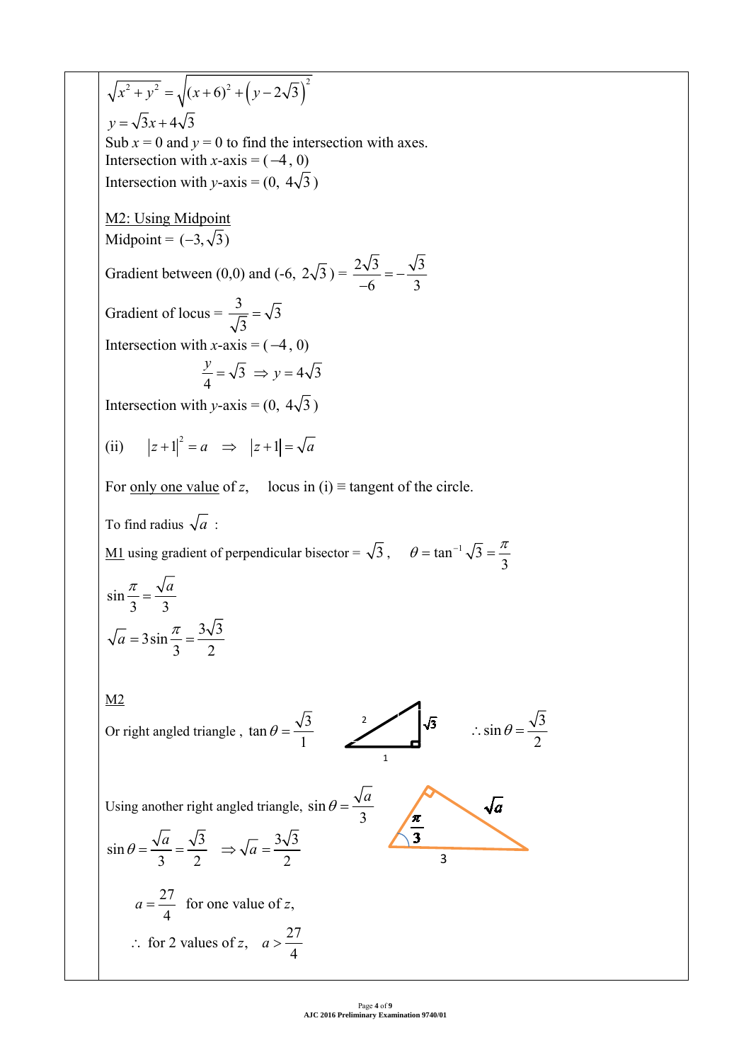$\sqrt{x^2+y^2} = \sqrt{(x+6)^2 + \left(y-2\sqrt{3}\right)^2}$

$y = \sqrt{3}x + 4\sqrt{3}$

Sub $x = 0$ and $y = 0$ to find the intersection with axes.

Intersection with $x$-axis = $(-4, 0)$

Intersection with $y$-axis = $(0,\ 4\sqrt{3})$

M2: Using Midpoint

Midpoint = $(-3, \sqrt{3})$

Gradient between (0,0) and $(-6,\ 2\sqrt{3})$ = $\dfrac{2\sqrt{3}}{-6} = -\dfrac{\sqrt{3}}{3}$

Gradient of locus = $\dfrac{3}{\sqrt{3}} = \sqrt{3}$

Intersection with $x$-axis = $(-4, 0)$

$$\frac{y}{4} = \sqrt{3} \ \Rightarrow y = 4\sqrt{3}$$

Intersection with $y$-axis = $(0,\ 4\sqrt{3})$

(ii) $\quad |z+1|^2 = a \quad \Rightarrow \quad |z+1| = \sqrt{a}$

For only one value of $z$, $\quad$ locus in (i) ≡ tangent of the circle.

To find radius $\sqrt{a}$ :

M1 using gradient of perpendicular bisector = $\sqrt{3}$, $\quad \theta = \tan^{-1}\sqrt{3} = \dfrac{\pi}{3}$

$\sin\dfrac{\pi}{3} = \dfrac{\sqrt{a}}{3}$

$\sqrt{a} = 3\sin\dfrac{\pi}{3} = \dfrac{3\sqrt{3}}{2}$

M2

Or right angled triangle , $\tan\theta = \dfrac{\sqrt{3}}{1}$ $\qquad \therefore \sin\theta = \dfrac{\sqrt{3}}{2}$

Using another right angled triangle, $\sin\theta = \dfrac{\sqrt{a}}{3}$

$\sin\theta = \dfrac{\sqrt{a}}{3} = \dfrac{\sqrt{3}}{2} \quad \Rightarrow \sqrt{a} = \dfrac{3\sqrt{3}}{2}$

$a = \dfrac{27}{4}$ for one value of $z$,

$\therefore$ for 2 values of $z$, $\quad a > \dfrac{27}{4}$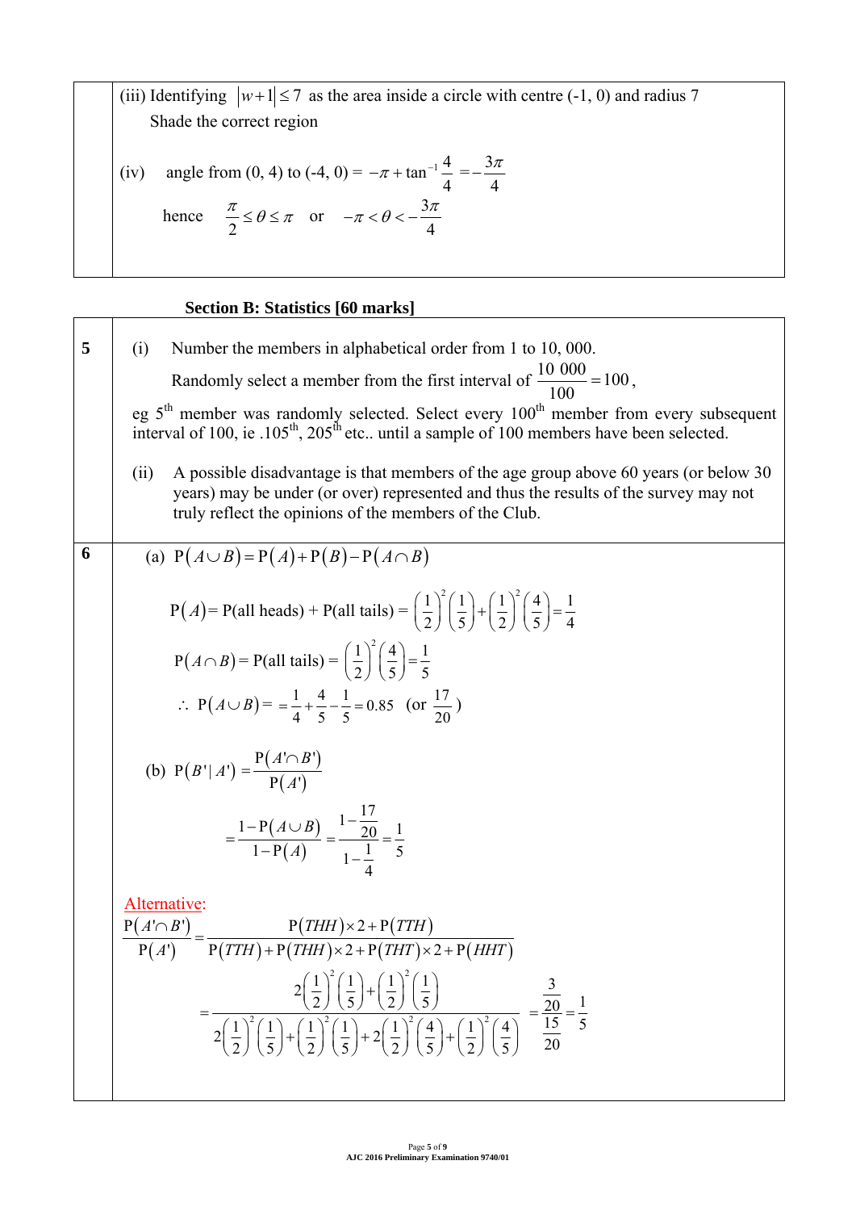(iii) Identifying $|w+1| \le 7$ as the area inside a circle with centre (-1, 0) and radius 7

Shade the correct region

(iv) angle from (0, 4) to (-4, 0) = $-\pi + \tan^{-1}\frac{4}{4} = -\frac{3\pi}{4}$

hence $\frac{\pi}{2} \le \theta \le \pi$ or $-\pi < \theta < -\frac{3\pi}{4}$

## Section B: Statistics [60 marks]

**5**

(i) Number the members in alphabetical order from 1 to 10, 000.

Randomly select a member from the first interval of $\frac{10\ 000}{100} = 100$,

eg 5th member was randomly selected. Select every 100th member from every subsequent interval of 100, ie .105th, 205th etc.. until a sample of 100 members have been selected.

(ii) A possible disadvantage is that members of the age group above 60 years (or below 30 years) may be under (or over) represented and thus the results of the survey may not truly reflect the opinions of the members of the Club.

**6**

(a) $\text{P}(A \cup B) = \text{P}(A) + \text{P}(B) - \text{P}(A \cap B)$

$\text{P}(A)$= P(all heads) + P(all tails) = $\left(\frac{1}{2}\right)^2\left(\frac{1}{5}\right) + \left(\frac{1}{2}\right)^2\left(\frac{4}{5}\right) = \frac{1}{4}$

$\text{P}(A \cap B)$= P(all tails) = $\left(\frac{1}{2}\right)^2\left(\frac{4}{5}\right) = \frac{1}{5}$

$\therefore\ \text{P}(A \cup B) = \ = \frac{1}{4} + \frac{4}{5} - \frac{1}{5} = 0.85$ (or $\frac{17}{20}$)

(b) $\text{P}(B' \mid A') = \frac{\text{P}(A' \cap B')}{\text{P}(A')}$

$$= \frac{1 - \text{P}(A \cup B)}{1 - \text{P}(A)} = \frac{1 - \frac{17}{20}}{1 - \frac{1}{4}} = \frac{1}{5}$$

Alternative:

$$\frac{\text{P}(A' \cap B')}{\text{P}(A')} = \frac{\text{P}(THH) \times 2 + \text{P}(TTH)}{\text{P}(TTH) + \text{P}(THH) \times 2 + \text{P}(THT) \times 2 + \text{P}(HHT)}$$

$$= \frac{2\left(\frac{1}{2}\right)^2\left(\frac{1}{5}\right) + \left(\frac{1}{2}\right)^2\left(\frac{1}{5}\right)}{2\left(\frac{1}{2}\right)^2\left(\frac{1}{5}\right) + \left(\frac{1}{2}\right)^2\left(\frac{1}{5}\right) + 2\left(\frac{1}{2}\right)^2\left(\frac{4}{5}\right) + \left(\frac{1}{2}\right)^2\left(\frac{4}{5}\right)} = \frac{\frac{3}{20}}{\frac{15}{20}} = \frac{1}{5}$$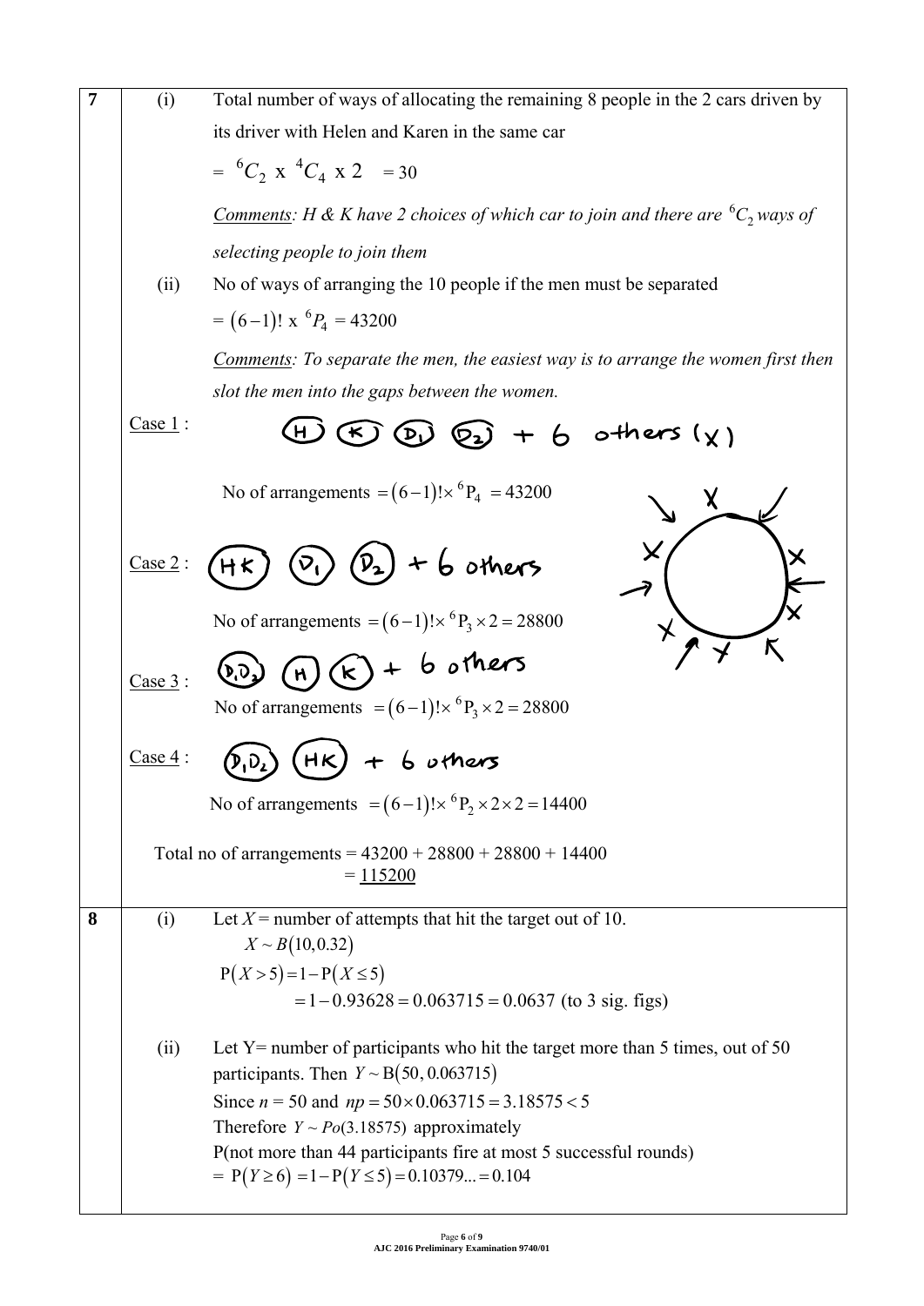**7**

(i) Total number of ways of allocating the remaining 8 people in the 2 cars driven by its driver with Helen and Karen in the same car

$= {}^6C_2 \times {}^4C_4 \times 2 = 30$

*Comments: H & K have 2 choices of which car to join and there are ${}^6C_2$ ways of selecting people to join them*

(ii) No of ways of arranging the 10 people if the men must be separated

$= (6-1)! \times {}^6P_4 = 43200$

*Comments: To separate the men, the easiest way is to arrange the women first then slot the men into the gaps between the women.*

Case 1 : (H) (K) ($D_1$) ($D_2$) + 6 others (x)

No of arrangements $= (6-1)! \times {}^6P_4 = 43200$

Case 2 : (HK) ($D_1$) ($D_2$) + 6 others

No of arrangements $= (6-1)! \times {}^6P_3 \times 2 = 28800$

Case 3 : ($D_1D_2$) (H) (K) + 6 others

No of arrangements $= (6-1)! \times {}^6P_3 \times 2 = 28800$

Case 4 : ($D_1D_2$) (HK) + 6 others

No of arrangements $= (6-1)! \times {}^6P_2 \times 2 \times 2 = 14400$

Total no of arrangements = 43200 + 28800 + 28800 + 14400
= <u>115200</u>

**8**

(i) Let $X$ = number of attempts that hit the target out of 10.

$X \sim B(10, 0.32)$

$P(X > 5) = 1 - P(X \le 5)$

$= 1 - 0.93628 = 0.063715 = 0.0637$ (to 3 sig. figs)

(ii) Let Y= number of participants who hit the target more than 5 times, out of 50 participants. Then $Y \sim B(50, 0.063715)$

Since $n = 50$ and $np = 50 \times 0.063715 = 3.18575 < 5$

Therefore $Y \sim Po(3.18575)$ approximately

P(not more than 44 participants fire at most 5 successful rounds)

$= P(Y \ge 6) = 1 - P(Y \le 5) = 0.10379... = 0.104$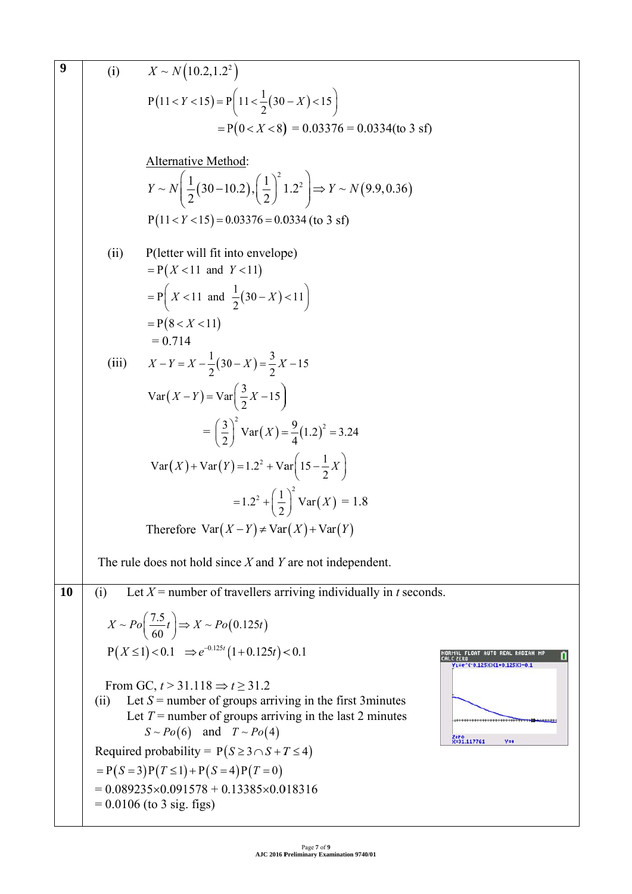**9**

(i) $X \sim N\left(10.2, 1.2^2\right)$

$$\mathrm{P}(11 < Y < 15) = \mathrm{P}\left(11 < \frac{1}{2}(30 - X) < 15\right)$$

$$= \mathrm{P}(0 < X < 8) = 0.03376 = 0.0334 \text{(to 3 sf)}$$

<u>Alternative Method</u>:

$$Y \sim N\left(\frac{1}{2}(30 - 10.2), \left(\frac{1}{2}\right)^2 1.2^2\right) \Rightarrow Y \sim N(9.9, 0.36)$$

$$\mathrm{P}(11 < Y < 15) = 0.03376 = 0.0334 \text{ (to 3 sf)}$$

(ii) P(letter will fit into envelope)

$$= \mathrm{P}(X < 11 \text{ and } Y < 11)$$

$$= \mathrm{P}\left(X < 11 \text{ and } \frac{1}{2}(30 - X) < 11\right)$$

$$= \mathrm{P}(8 < X < 11)$$

$$= 0.714$$

(iii) $X - Y = X - \frac{1}{2}(30 - X) = \frac{3}{2}X - 15$

$$\mathrm{Var}(X - Y) = \mathrm{Var}\left(\frac{3}{2}X - 15\right)$$

$$= \left(\frac{3}{2}\right)^2 \mathrm{Var}(X) = \frac{9}{4}(1.2)^2 = 3.24$$

$$\mathrm{Var}(X) + \mathrm{Var}(Y) = 1.2^2 + \mathrm{Var}\left(15 - \frac{1}{2}X\right)$$

$$= 1.2^2 + \left(\frac{1}{2}\right)^2 \mathrm{Var}(X) = 1.8$$

Therefore $\mathrm{Var}(X - Y) \neq \mathrm{Var}(X) + \mathrm{Var}(Y)$

The rule does not hold since $X$ and $Y$ are not independent.

**10**

(i) Let $X$ = number of travellers arriving individually in $t$ seconds.

$$X \sim Po\left(\frac{7.5}{60}t\right) \Rightarrow X \sim Po(0.125t)$$

$$\mathrm{P}(X \le 1) < 0.1 \ \Rightarrow e^{-0.125t}(1 + 0.125t) < 0.1$$

From GC, $t > 31.118 \Rightarrow t \ge 31.2$

(ii) Let $S$ = number of groups arriving in the first 3minutes

Let $T$ = number of groups arriving in the last 2 minutes

$S \sim Po(6)$ and $T \sim Po(4)$

Required probability = $\mathrm{P}(S \ge 3 \cap S + T \le 4)$

$$= \mathrm{P}(S = 3)\mathrm{P}(T \le 1) + \mathrm{P}(S = 4)\mathrm{P}(T = 0)$$

$$= 0.089235 \times 0.091578 + 0.13385 \times 0.018316$$

$$= 0.0106 \text{ (to 3 sig. figs)}$$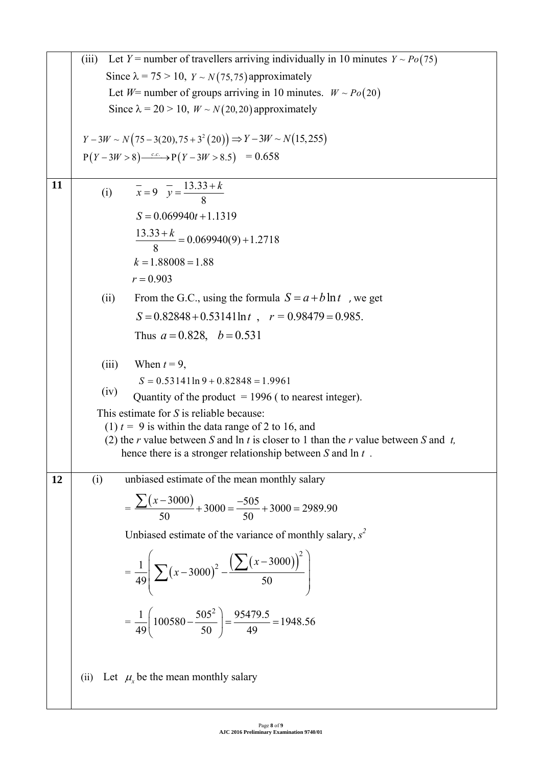| | |
|---|---|
| | (iii) Let $Y$ = number of travellers arriving individually in 10 minutes $Y \sim Po(75)$<br>Since $\lambda = 75 > 10$, $Y \sim N(75, 75)$ approximately<br>Let $W$= number of groups arriving in 10 minutes. $W \sim Po(20)$<br>Since $\lambda = 20 > 10$, $W \sim N(20, 20)$ approximately<br><br>$Y - 3W \sim N\left(75 - 3(20), 75 + 3^2(20)\right) \Rightarrow Y - 3W \sim N(15, 255)$<br>$P(Y - 3W > 8) \xrightarrow{c.c.} P(Y - 3W > 8.5) \quad = 0.658$ |
| **11** | (i) $\bar{x} = 9 \quad \bar{y} = \dfrac{13.33 + k}{8}$<br>$S = 0.069940t + 1.1319$<br>$\dfrac{13.33 + k}{8} = 0.069940(9) + 1.2718$<br>$k = 1.88008 = 1.88$<br>$r = 0.903$<br>(ii) From the G.C., using the formula $S = a + b\ln t$ , we get<br>$S = 0.82848 + 0.53141\ln t$ , $r = 0.98479 = 0.985.$<br>Thus $a = 0.828, \quad b = 0.531$<br><br>(iii) When $t = 9$,<br>$S = 0.53141\ln 9 + 0.82848 = 1.9961$<br>(iv) Quantity of the product = 1996 ( to nearest integer).<br>This estimate for $S$ is reliable because:<br>(1) $t$ = 9 is within the data range of 2 to 16, and<br>(2) the $r$ value between $S$ and ln $t$ is closer to 1 than the $r$ value between $S$ and $t$, hence there is a stronger relationship between $S$ and ln $t$ . |
| **12** | (i) unbiased estimate of the mean monthly salary<br>$= \dfrac{\sum(x - 3000)}{50} + 3000 = \dfrac{-505}{50} + 3000 = 2989.90$<br>Unbiased estimate of the variance of monthly salary, $s^2$<br>$= \dfrac{1}{49}\left(\sum(x - 3000)^2 - \dfrac{\left(\sum(x - 3000)\right)^2}{50}\right)$<br>$= \dfrac{1}{49}\left(100580 - \dfrac{505^2}{50}\right) = \dfrac{95479.5}{49} = 1948.56$<br><br>(ii) Let $\mu_x$ be the mean monthly salary |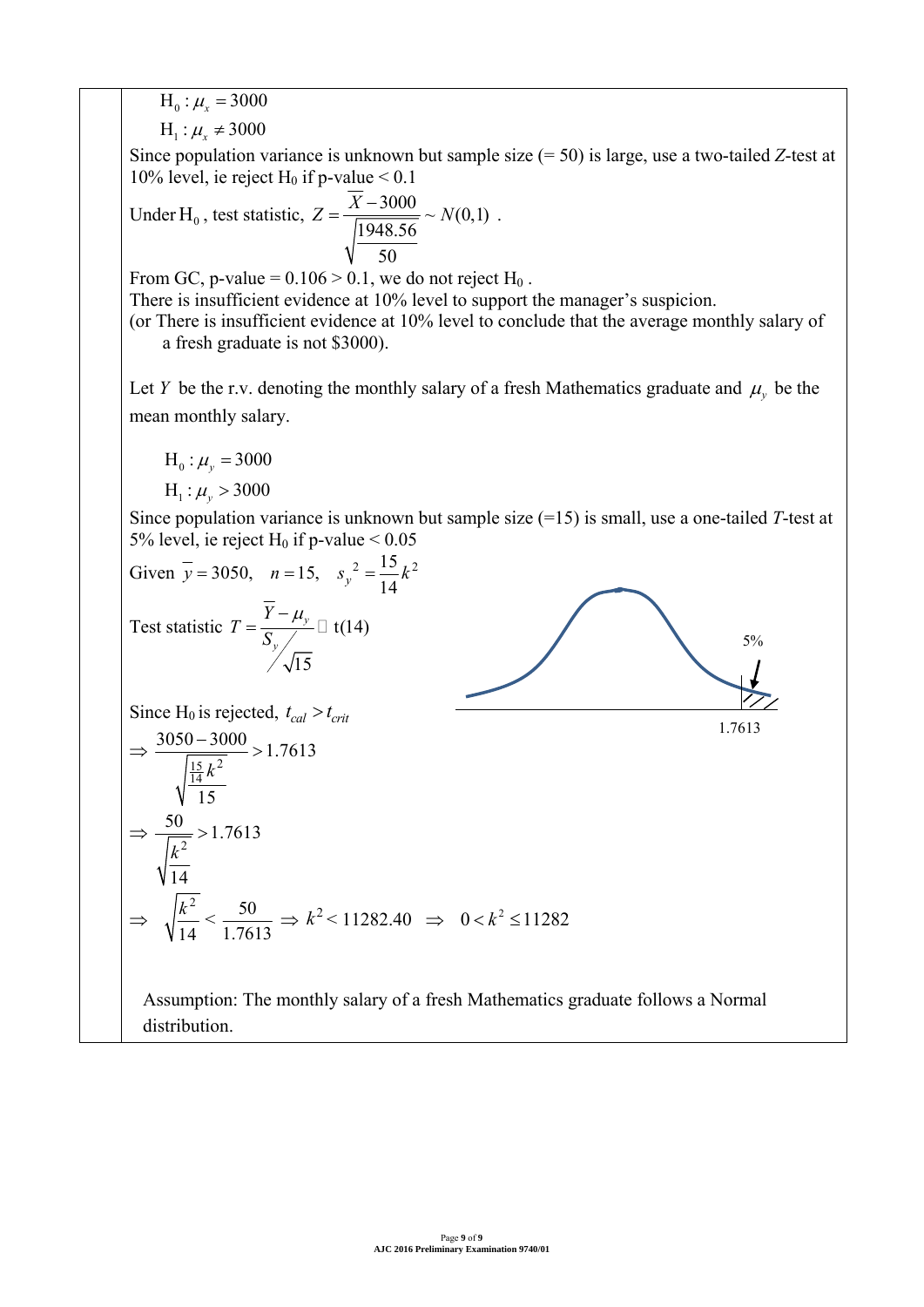$H_0 : \mu_x = 3000$

$H_1 : \mu_x \neq 3000$

Since population variance is unknown but sample size (= 50) is large, use a two-tailed *Z*-test at 10% level, ie reject $H_0$ if p-value < 0.1

Under $H_0$, test statistic, $Z = \dfrac{\overline{X} - 3000}{\sqrt{\dfrac{1948.56}{50}}} \sim N(0,1)$ .

From GC, p-value = 0.106 > 0.1, we do not reject $H_0$ .

There is insufficient evidence at 10% level to support the manager's suspicion.

(or There is insufficient evidence at 10% level to conclude that the average monthly salary of a fresh graduate is not \$3000).

Let $Y$ be the r.v. denoting the monthly salary of a fresh Mathematics graduate and $\mu_y$ be the mean monthly salary.

$H_0 : \mu_y = 3000$

$H_1 : \mu_y > 3000$

Since population variance is unknown but sample size (=15) is small, use a one-tailed *T*-test at 5% level, ie reject $H_0$ if p-value < 0.05

Given $\overline{y} = 3050, \quad n = 15, \quad {s_y}^2 = \dfrac{15}{14}k^2$

Test statistic $T = \dfrac{\overline{Y} - \mu_y}{S_y / \sqrt{15}} \sim t(14)$

5%

1.7613

Since $H_0$ is rejected, $t_{cal} > t_{crit}$

$$\Rightarrow \frac{3050 - 3000}{\sqrt{\dfrac{\frac{15}{14}k^2}{15}}} > 1.7613$$

$$\Rightarrow \frac{50}{\sqrt{\dfrac{k^2}{14}}} > 1.7613$$

$$\Rightarrow \sqrt{\frac{k^2}{14}} < \frac{50}{1.7613} \Rightarrow k^2 < 11282.40 \Rightarrow 0 < k^2 \leq 11282$$

Assumption: The monthly salary of a fresh Mathematics graduate follows a Normal distribution.